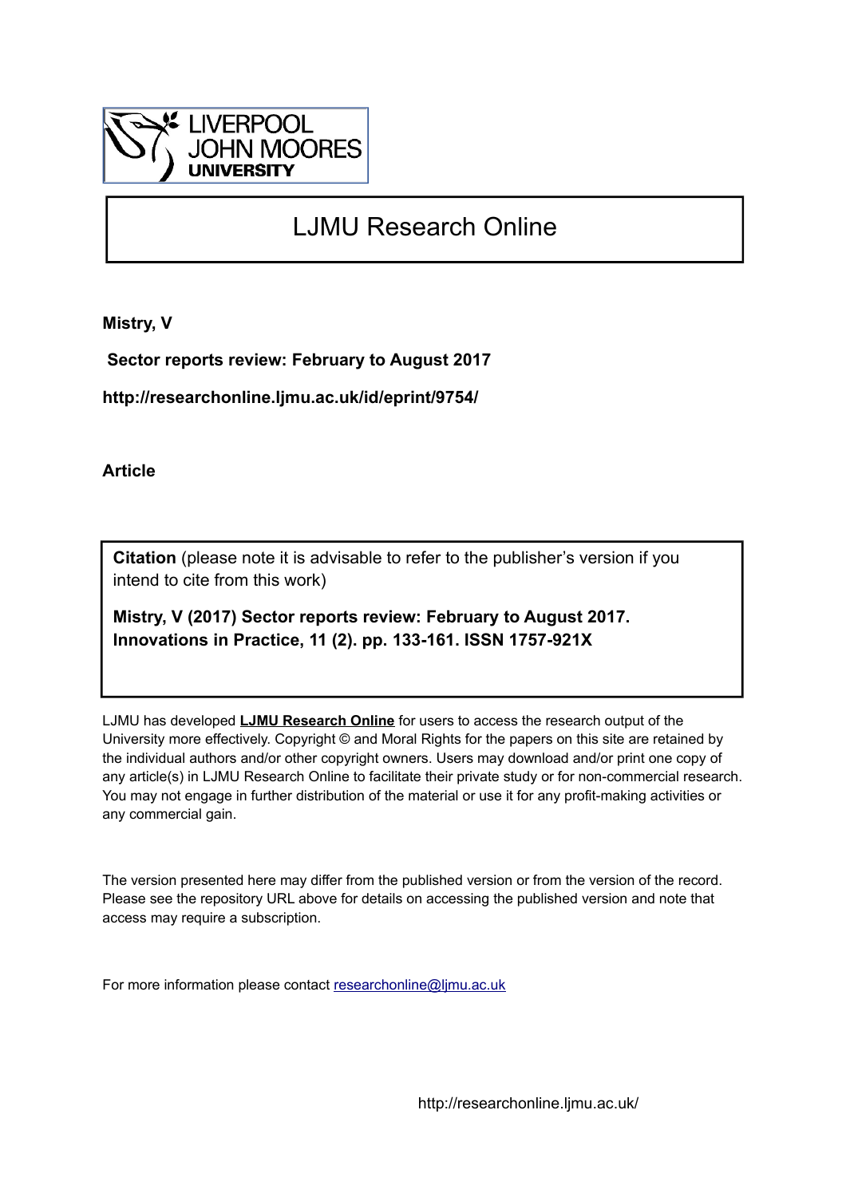LIVERPOOL JOHN MOORES UNIVERSITY

# LJMU Research Online

**Mistry, V**

**Sector reports review: February to August 2017**

**http://researchonline.ljmu.ac.uk/id/eprint/9754/**

**Article**

**Citation** (please note it is advisable to refer to the publisher's version if you intend to cite from this work)

**Mistry, V (2017) Sector reports review: February to August 2017. Innovations in Practice, 11 (2). pp. 133-161. ISSN 1757-921X**

LJMU has developed **LJMU Research Online** for users to access the research output of the University more effectively. Copyright © and Moral Rights for the papers on this site are retained by the individual authors and/or other copyright owners. Users may download and/or print one copy of any article(s) in LJMU Research Online to facilitate their private study or for non-commercial research. You may not engage in further distribution of the material or use it for any profit-making activities or any commercial gain.

The version presented here may differ from the published version or from the version of the record. Please see the repository URL above for details on accessing the published version and note that access may require a subscription.

For more information please contact researchonline@ljmu.ac.uk

http://researchonline.ljmu.ac.uk/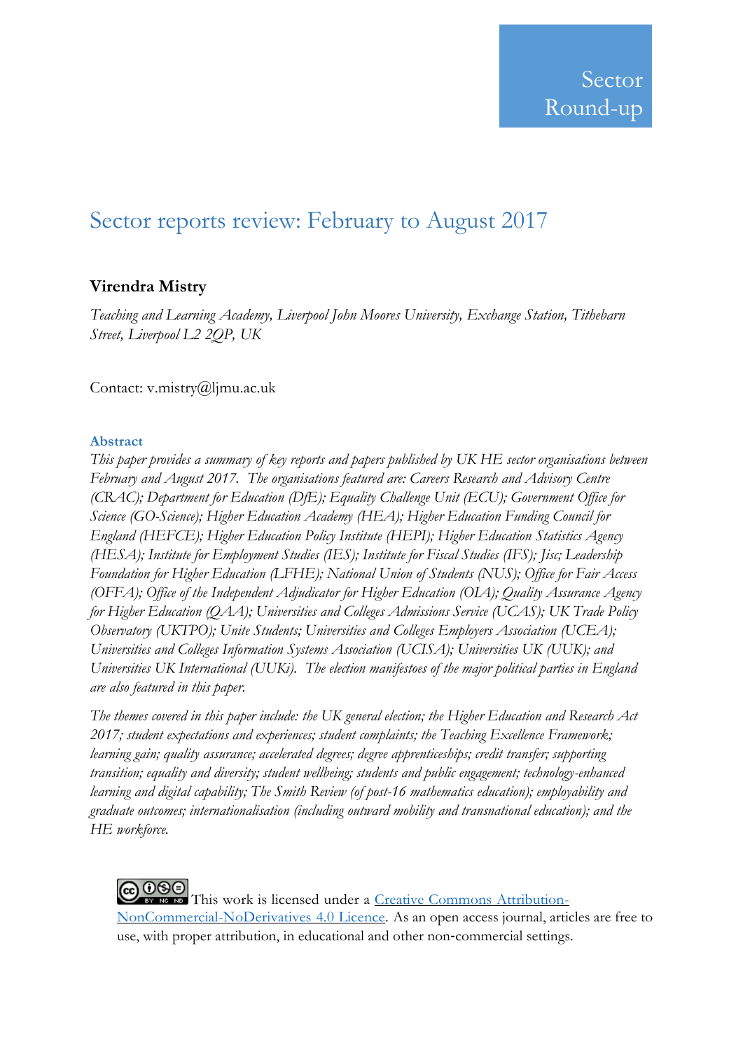Sector Round-up

# Sector reports review: February to August 2017

**Virendra Mistry**

*Teaching and Learning Academy, Liverpool John Moores University, Exchange Station, Tithebarn Street, Liverpool L2 2QP, UK*

Contact: v.mistry@ljmu.ac.uk

### Abstract

*This paper provides a summary of key reports and papers published by UK HE sector organisations between February and August 2017. The organisations featured are: Careers Research and Advisory Centre (CRAC); Department for Education (DfE); Equality Challenge Unit (ECU); Government Office for Science (GO-Science); Higher Education Academy (HEA); Higher Education Funding Council for England (HEFCE); Higher Education Policy Institute (HEPI); Higher Education Statistics Agency (HESA); Institute for Employment Studies (IES); Institute for Fiscal Studies (IFS); Jisc; Leadership Foundation for Higher Education (LFHE); National Union of Students (NUS); Office for Fair Access (OFFA); Office of the Independent Adjudicator for Higher Education (OIA); Quality Assurance Agency for Higher Education (QAA); Universities and Colleges Admissions Service (UCAS); UK Trade Policy Observatory (UKTPO); Unite Students; Universities and Colleges Employers Association (UCEA); Universities and Colleges Information Systems Association (UCISA); Universities UK (UUK); and Universities UK International (UUKi). The election manifestoes of the major political parties in England are also featured in this paper.*

*The themes covered in this paper include: the UK general election; the Higher Education and Research Act 2017; student expectations and experiences; student complaints; the Teaching Excellence Framework; learning gain; quality assurance; accelerated degrees; degree apprenticeships; credit transfer; supporting transition; equality and diversity; student wellbeing; students and public engagement; technology-enhanced learning and digital capability; The Smith Review (of post-16 mathematics education); employability and graduate outcomes; internationalisation (including outward mobility and transnational education); and the HE workforce.*

This work is licensed under a [Creative Commons Attribution-NonCommercial-NoDerivatives 4.0 Licence](). As an open access journal, articles are free to use, with proper attribution, in educational and other non-commercial settings.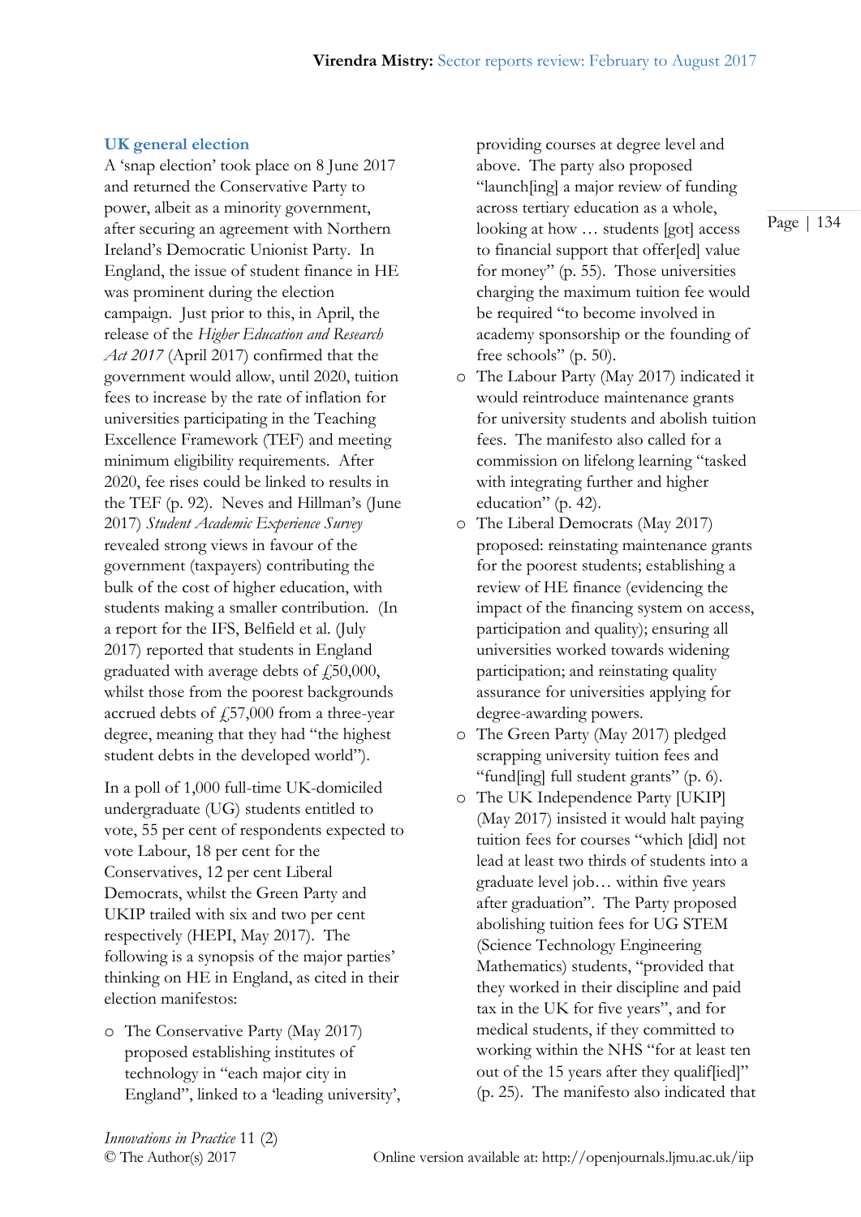## UK general election

A 'snap election' took place on 8 June 2017 and returned the Conservative Party to power, albeit as a minority government, after securing an agreement with Northern Ireland's Democratic Unionist Party. In England, the issue of student finance in HE was prominent during the election campaign. Just prior to this, in April, the release of the *Higher Education and Research Act 2017* (April 2017) confirmed that the government would allow, until 2020, tuition fees to increase by the rate of inflation for universities participating in the Teaching Excellence Framework (TEF) and meeting minimum eligibility requirements. After 2020, fee rises could be linked to results in the TEF (p. 92). Neves and Hillman's (June 2017) *Student Academic Experience Survey* revealed strong views in favour of the government (taxpayers) contributing the bulk of the cost of higher education, with students making a smaller contribution. (In a report for the IFS, Belfield et al. (July 2017) reported that students in England graduated with average debts of £50,000, whilst those from the poorest backgrounds accrued debts of £57,000 from a three-year degree, meaning that they had "the highest student debts in the developed world").

In a poll of 1,000 full-time UK-domiciled undergraduate (UG) students entitled to vote, 55 per cent of respondents expected to vote Labour, 18 per cent for the Conservatives, 12 per cent Liberal Democrats, whilst the Green Party and UKIP trailed with six and two per cent respectively (HEPI, May 2017). The following is a synopsis of the major parties' thinking on HE in England, as cited in their election manifestos:

- The Conservative Party (May 2017) proposed establishing institutes of technology in "each major city in England", linked to a 'leading university', providing courses at degree level and above. The party also proposed "launch[ing] a major review of funding across tertiary education as a whole, looking at how … students [got] access to financial support that offer[ed] value for money" (p. 55). Those universities charging the maximum tuition fee would be required "to become involved in academy sponsorship or the founding of free schools" (p. 50).
- The Labour Party (May 2017) indicated it would reintroduce maintenance grants for university students and abolish tuition fees. The manifesto also called for a commission on lifelong learning "tasked with integrating further and higher education" (p. 42).
- The Liberal Democrats (May 2017) proposed: reinstating maintenance grants for the poorest students; establishing a review of HE finance (evidencing the impact of the financing system on access, participation and quality); ensuring all universities worked towards widening participation; and reinstating quality assurance for universities applying for degree-awarding powers.
- The Green Party (May 2017) pledged scrapping university tuition fees and "fund[ing] full student grants" (p. 6).
- The UK Independence Party [UKIP] (May 2017) insisted it would halt paying tuition fees for courses "which [did] not lead at least two thirds of students into a graduate level job… within five years after graduation". The Party proposed abolishing tuition fees for UG STEM (Science Technology Engineering Mathematics) students, "provided that they worked in their discipline and paid tax in the UK for five years", and for medical students, if they committed to working within the NHS "for at least ten out of the 15 years after they qualif[ied]" (p. 25). The manifesto also indicated that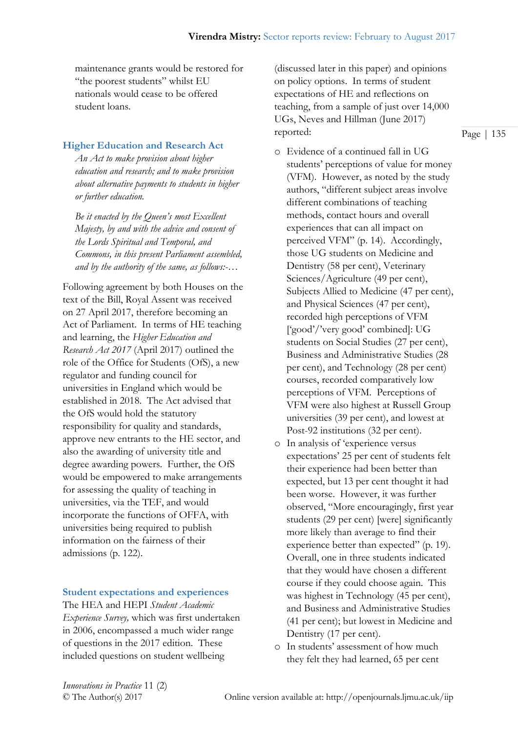maintenance grants would be restored for "the poorest students" whilst EU nationals would cease to be offered student loans.

## Higher Education and Research Act

*An Act to make provision about higher education and research; and to make provision about alternative payments to students in higher or further education.*

*Be it enacted by the Queen's most Excellent Majesty, by and with the advice and consent of the Lords Spiritual and Temporal, and Commons, in this present Parliament assembled, and by the authority of the same, as follows:-…*

Following agreement by both Houses on the text of the Bill, Royal Assent was received on 27 April 2017, therefore becoming an Act of Parliament. In terms of HE teaching and learning, the *Higher Education and Research Act 2017* (April 2017) outlined the role of the Office for Students (OfS), a new regulator and funding council for universities in England which would be established in 2018. The Act advised that the OfS would hold the statutory responsibility for quality and standards, approve new entrants to the HE sector, and also the awarding of university title and degree awarding powers. Further, the OfS would be empowered to make arrangements for assessing the quality of teaching in universities, via the TEF, and would incorporate the functions of OFFA, with universities being required to publish information on the fairness of their admissions (p. 122).

## Student expectations and experiences

The HEA and HEPI *Student Academic Experience Survey,* which was first undertaken in 2006, encompassed a much wider range of questions in the 2017 edition. These included questions on student wellbeing (discussed later in this paper) and opinions on policy options. In terms of student expectations of HE and reflections on teaching, from a sample of just over 14,000 UGs, Neves and Hillman (June 2017) reported:

- Evidence of a continued fall in UG students' perceptions of value for money (VFM). However, as noted by the study authors, "different subject areas involve different combinations of teaching methods, contact hours and overall experiences that can all impact on perceived VFM" (p. 14). Accordingly, those UG students on Medicine and Dentistry (58 per cent), Veterinary Sciences/Agriculture (49 per cent), Subjects Allied to Medicine (47 per cent), and Physical Sciences (47 per cent), recorded high perceptions of VFM ['good'/'very good' combined]: UG students on Social Studies (27 per cent), Business and Administrative Studies (28 per cent), and Technology (28 per cent) courses, recorded comparatively low perceptions of VFM. Perceptions of VFM were also highest at Russell Group universities (39 per cent), and lowest at Post-92 institutions (32 per cent).
- In analysis of 'experience versus expectations' 25 per cent of students felt their experience had been better than expected, but 13 per cent thought it had been worse. However, it was further observed, "More encouragingly, first year students (29 per cent) [were] significantly more likely than average to find their experience better than expected" (p. 19). Overall, one in three students indicated that they would have chosen a different course if they could choose again. This was highest in Technology (45 per cent), and Business and Administrative Studies (41 per cent); but lowest in Medicine and Dentistry (17 per cent).
- In students' assessment of how much they felt they had learned, 65 per cent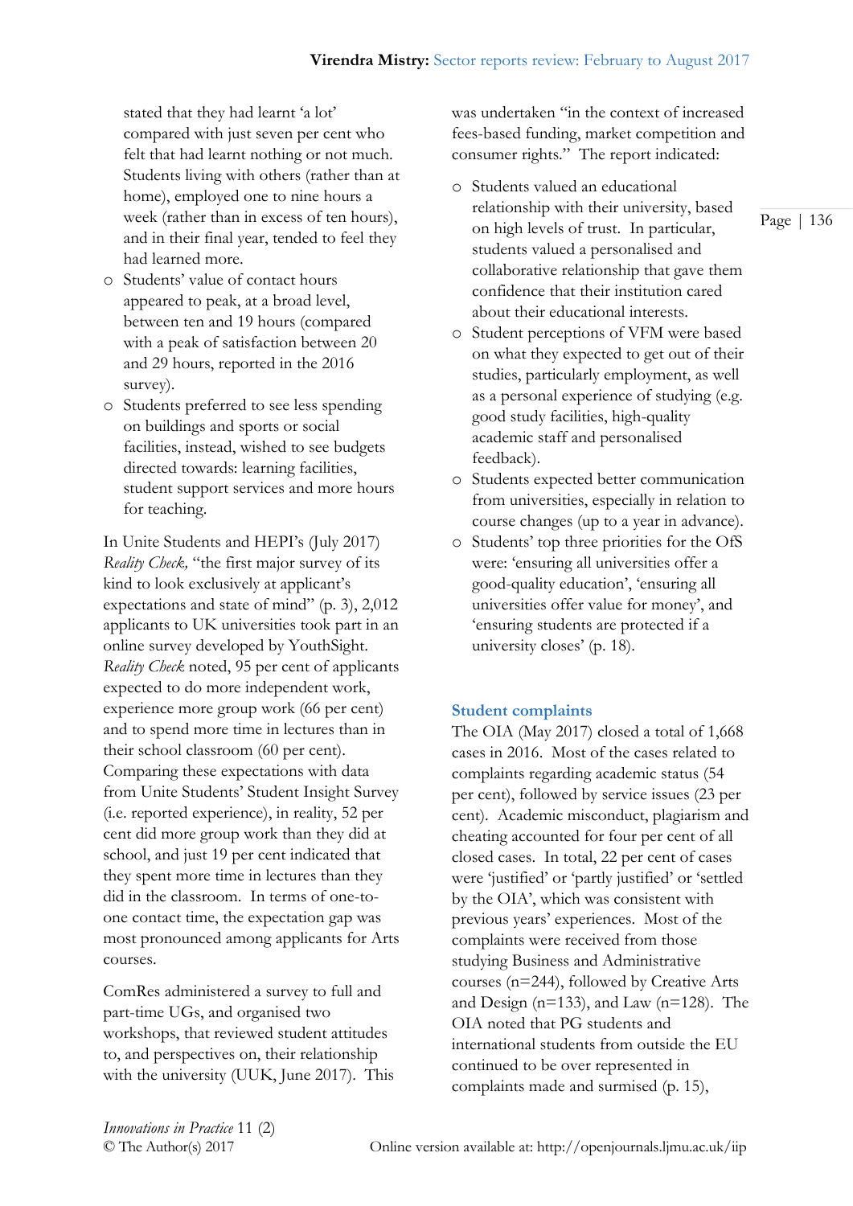stated that they had learnt 'a lot' compared with just seven per cent who felt that had learnt nothing or not much. Students living with others (rather than at home), employed one to nine hours a week (rather than in excess of ten hours), and in their final year, tended to feel they had learned more.

- Students' value of contact hours appeared to peak, at a broad level, between ten and 19 hours (compared with a peak of satisfaction between 20 and 29 hours, reported in the 2016 survey).
- Students preferred to see less spending on buildings and sports or social facilities, instead, wished to see budgets directed towards: learning facilities, student support services and more hours for teaching.

In Unite Students and HEPI's (July 2017) *Reality Check,* "the first major survey of its kind to look exclusively at applicant's expectations and state of mind" (p. 3), 2,012 applicants to UK universities took part in an online survey developed by YouthSight. *Reality Check* noted, 95 per cent of applicants expected to do more independent work, experience more group work (66 per cent) and to spend more time in lectures than in their school classroom (60 per cent). Comparing these expectations with data from Unite Students' Student Insight Survey (i.e. reported experience), in reality, 52 per cent did more group work than they did at school, and just 19 per cent indicated that they spent more time in lectures than they did in the classroom. In terms of one-to-one contact time, the expectation gap was most pronounced among applicants for Arts courses.

ComRes administered a survey to full and part-time UGs, and organised two workshops, that reviewed student attitudes to, and perspectives on, their relationship with the university (UUK, June 2017). This was undertaken "in the context of increased fees-based funding, market competition and consumer rights." The report indicated:

- Students valued an educational relationship with their university, based on high levels of trust. In particular, students valued a personalised and collaborative relationship that gave them confidence that their institution cared about their educational interests.
- Student perceptions of VFM were based on what they expected to get out of their studies, particularly employment, as well as a personal experience of studying (e.g. good study facilities, high-quality academic staff and personalised feedback).
- Students expected better communication from universities, especially in relation to course changes (up to a year in advance).
- Students' top three priorities for the OfS were: 'ensuring all universities offer a good-quality education', 'ensuring all universities offer value for money', and 'ensuring students are protected if a university closes' (p. 18).

## Student complaints

The OIA (May 2017) closed a total of 1,668 cases in 2016. Most of the cases related to complaints regarding academic status (54 per cent), followed by service issues (23 per cent). Academic misconduct, plagiarism and cheating accounted for four per cent of all closed cases. In total, 22 per cent of cases were 'justified' or 'partly justified' or 'settled by the OIA', which was consistent with previous years' experiences. Most of the complaints were received from those studying Business and Administrative courses (n=244), followed by Creative Arts and Design (n=133), and Law (n=128). The OIA noted that PG students and international students from outside the EU continued to be over represented in complaints made and surmised (p. 15),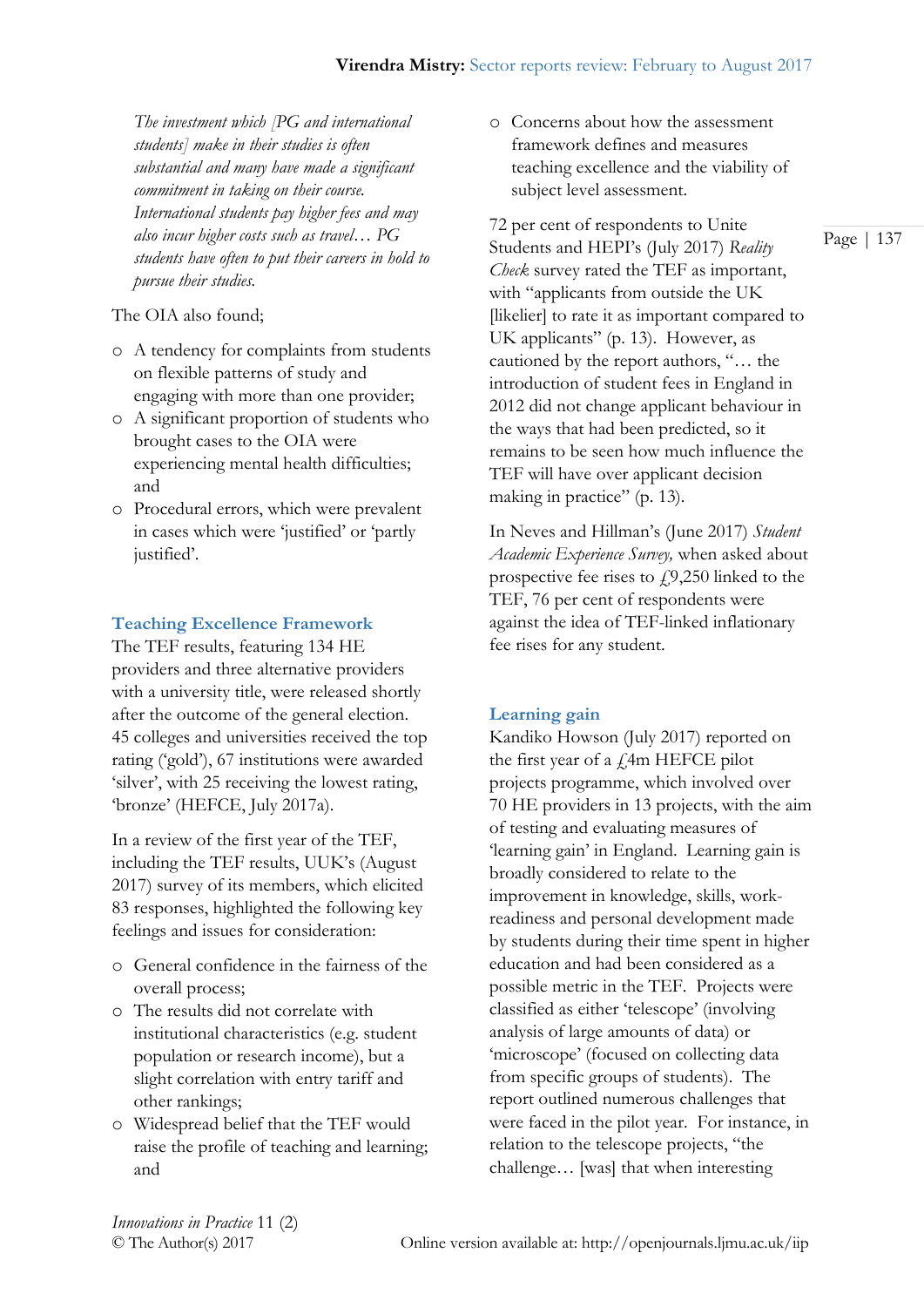*The investment which [PG and international students] make in their studies is often substantial and many have made a significant commitment in taking on their course. International students pay higher fees and may also incur higher costs such as travel… PG students have often to put their careers in hold to pursue their studies.*

The OIA also found;

- A tendency for complaints from students on flexible patterns of study and engaging with more than one provider;
- A significant proportion of students who brought cases to the OIA were experiencing mental health difficulties; and
- Procedural errors, which were prevalent in cases which were 'justified' or 'partly justified'.

## Teaching Excellence Framework

The TEF results, featuring 134 HE providers and three alternative providers with a university title, were released shortly after the outcome of the general election. 45 colleges and universities received the top rating ('gold'), 67 institutions were awarded 'silver', with 25 receiving the lowest rating, 'bronze' (HEFCE, July 2017a).

In a review of the first year of the TEF, including the TEF results, UUK's (August 2017) survey of its members, which elicited 83 responses, highlighted the following key feelings and issues for consideration:

- General confidence in the fairness of the overall process;
- The results did not correlate with institutional characteristics (e.g. student population or research income), but a slight correlation with entry tariff and other rankings;
- Widespread belief that the TEF would raise the profile of teaching and learning; and
- Concerns about how the assessment framework defines and measures teaching excellence and the viability of subject level assessment.

72 per cent of respondents to Unite Students and HEPI's (July 2017) *Reality Check* survey rated the TEF as important, with "applicants from outside the UK [likelier] to rate it as important compared to UK applicants" (p. 13). However, as cautioned by the report authors, "… the introduction of student fees in England in 2012 did not change applicant behaviour in the ways that had been predicted, so it remains to be seen how much influence the TEF will have over applicant decision making in practice" (p. 13).

In Neves and Hillman's (June 2017) *Student Academic Experience Survey,* when asked about prospective fee rises to £9,250 linked to the TEF, 76 per cent of respondents were against the idea of TEF-linked inflationary fee rises for any student.

## Learning gain

Kandiko Howson (July 2017) reported on the first year of a £4m HEFCE pilot projects programme, which involved over 70 HE providers in 13 projects, with the aim of testing and evaluating measures of 'learning gain' in England. Learning gain is broadly considered to relate to the improvement in knowledge, skills, work-readiness and personal development made by students during their time spent in higher education and had been considered as a possible metric in the TEF. Projects were classified as either 'telescope' (involving analysis of large amounts of data) or 'microscope' (focused on collecting data from specific groups of students). The report outlined numerous challenges that were faced in the pilot year. For instance, in relation to the telescope projects, "the challenge… [was] that when interesting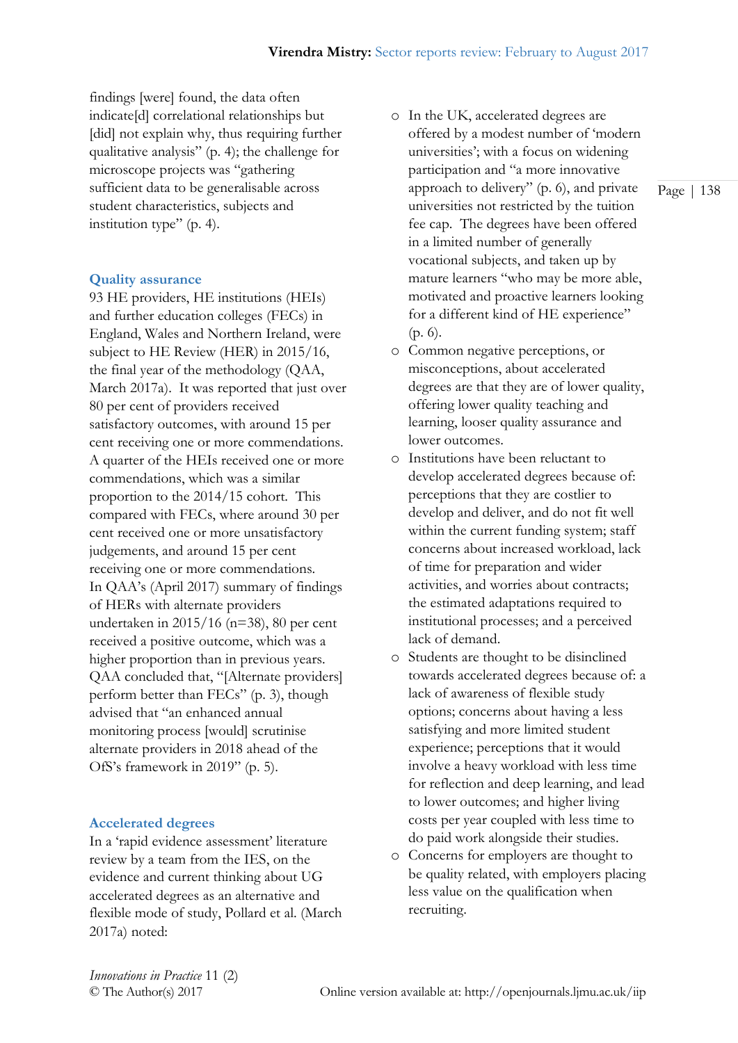findings [were] found, the data often indicate[d] correlational relationships but [did] not explain why, thus requiring further qualitative analysis" (p. 4); the challenge for microscope projects was "gathering sufficient data to be generalisable across student characteristics, subjects and institution type" (p. 4).

### Quality assurance

93 HE providers, HE institutions (HEIs) and further education colleges (FECs) in England, Wales and Northern Ireland, were subject to HE Review (HER) in 2015/16, the final year of the methodology (QAA, March 2017a). It was reported that just over 80 per cent of providers received satisfactory outcomes, with around 15 per cent receiving one or more commendations. A quarter of the HEIs received one or more commendations, which was a similar proportion to the 2014/15 cohort. This compared with FECs, where around 30 per cent received one or more unsatisfactory judgements, and around 15 per cent receiving one or more commendations. In QAA's (April 2017) summary of findings of HERs with alternate providers undertaken in 2015/16 (n=38), 80 per cent received a positive outcome, which was a higher proportion than in previous years. QAA concluded that, "[Alternate providers] perform better than FECs" (p. 3), though advised that "an enhanced annual monitoring process [would] scrutinise alternate providers in 2018 ahead of the OfS's framework in 2019" (p. 5).

### Accelerated degrees

In a 'rapid evidence assessment' literature review by a team from the IES, on the evidence and current thinking about UG accelerated degrees as an alternative and flexible mode of study, Pollard et al. (March 2017a) noted:

- In the UK, accelerated degrees are offered by a modest number of 'modern universities'; with a focus on widening participation and "a more innovative approach to delivery" (p. 6), and private universities not restricted by the tuition fee cap. The degrees have been offered in a limited number of generally vocational subjects, and taken up by mature learners "who may be more able, motivated and proactive learners looking for a different kind of HE experience" (p. 6).
- Common negative perceptions, or misconceptions, about accelerated degrees are that they are of lower quality, offering lower quality teaching and learning, looser quality assurance and lower outcomes.
- Institutions have been reluctant to develop accelerated degrees because of: perceptions that they are costlier to develop and deliver, and do not fit well within the current funding system; staff concerns about increased workload, lack of time for preparation and wider activities, and worries about contracts; the estimated adaptations required to institutional processes; and a perceived lack of demand.
- Students are thought to be disinclined towards accelerated degrees because of: a lack of awareness of flexible study options; concerns about having a less satisfying and more limited student experience; perceptions that it would involve a heavy workload with less time for reflection and deep learning, and lead to lower outcomes; and higher living costs per year coupled with less time to do paid work alongside their studies.
- Concerns for employers are thought to be quality related, with employers placing less value on the qualification when recruiting.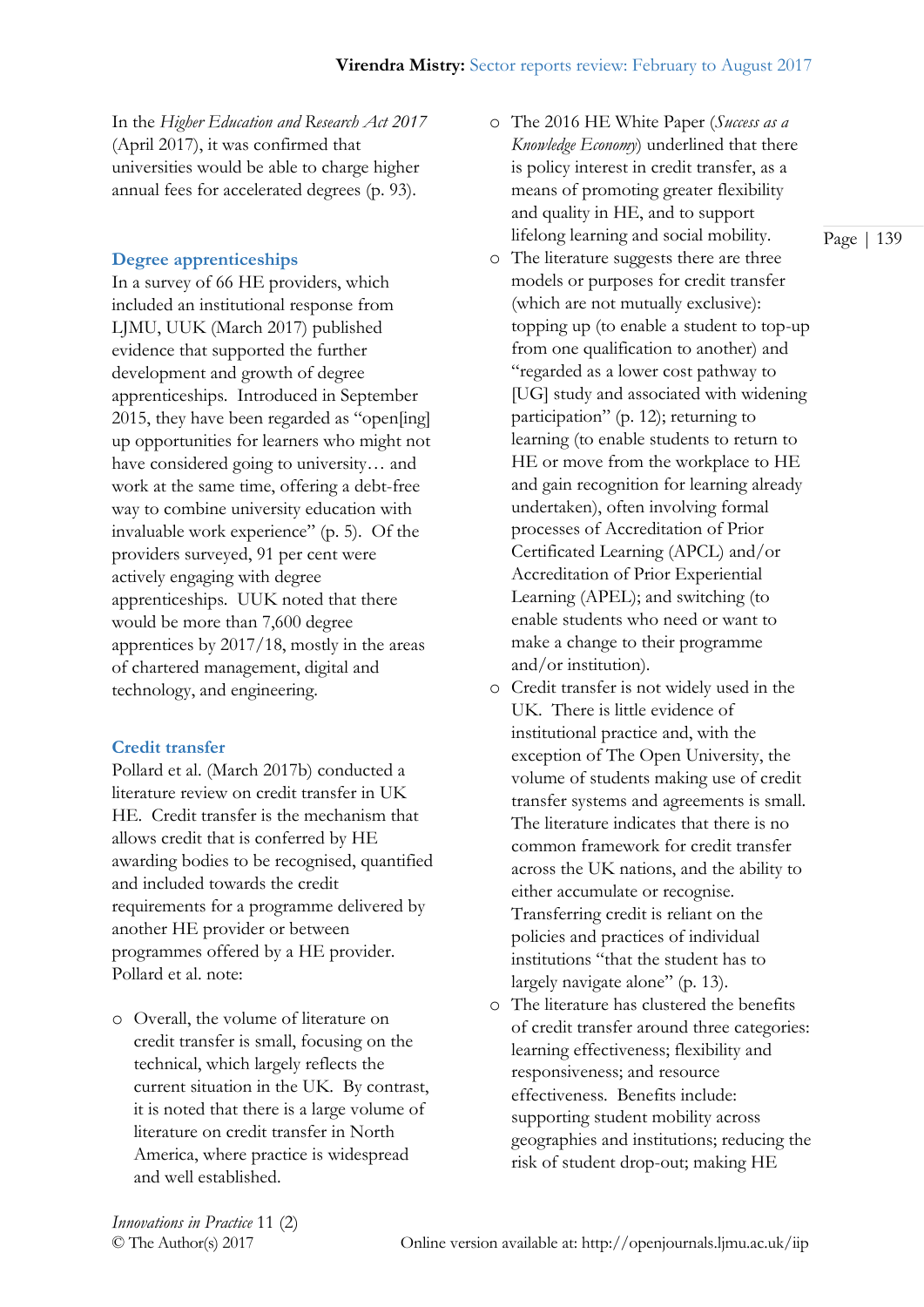In the *Higher Education and Research Act 2017* (April 2017), it was confirmed that universities would be able to charge higher annual fees for accelerated degrees (p. 93).

## Degree apprenticeships

In a survey of 66 HE providers, which included an institutional response from LJMU, UUK (March 2017) published evidence that supported the further development and growth of degree apprenticeships. Introduced in September 2015, they have been regarded as "open[ing] up opportunities for learners who might not have considered going to university… and work at the same time, offering a debt-free way to combine university education with invaluable work experience" (p. 5). Of the providers surveyed, 91 per cent were actively engaging with degree apprenticeships. UUK noted that there would be more than 7,600 degree apprentices by 2017/18, mostly in the areas of chartered management, digital and technology, and engineering.

## Credit transfer

Pollard et al. (March 2017b) conducted a literature review on credit transfer in UK HE. Credit transfer is the mechanism that allows credit that is conferred by HE awarding bodies to be recognised, quantified and included towards the credit requirements for a programme delivered by another HE provider or between programmes offered by a HE provider. Pollard et al. note:

- Overall, the volume of literature on credit transfer is small, focusing on the technical, which largely reflects the current situation in the UK. By contrast, it is noted that there is a large volume of literature on credit transfer in North America, where practice is widespread and well established.
- The 2016 HE White Paper (*Success as a Knowledge Economy*) underlined that there is policy interest in credit transfer, as a means of promoting greater flexibility and quality in HE, and to support lifelong learning and social mobility.
- The literature suggests there are three models or purposes for credit transfer (which are not mutually exclusive): topping up (to enable a student to top-up from one qualification to another) and "regarded as a lower cost pathway to [UG] study and associated with widening participation" (p. 12); returning to learning (to enable students to return to HE or move from the workplace to HE and gain recognition for learning already undertaken), often involving formal processes of Accreditation of Prior Certificated Learning (APCL) and/or Accreditation of Prior Experiential Learning (APEL); and switching (to enable students who need or want to make a change to their programme and/or institution).
- Credit transfer is not widely used in the UK. There is little evidence of institutional practice and, with the exception of The Open University, the volume of students making use of credit transfer systems and agreements is small. The literature indicates that there is no common framework for credit transfer across the UK nations, and the ability to either accumulate or recognise. Transferring credit is reliant on the policies and practices of individual institutions "that the student has to largely navigate alone" (p. 13).
- The literature has clustered the benefits of credit transfer around three categories: learning effectiveness; flexibility and responsiveness; and resource effectiveness. Benefits include: supporting student mobility across geographies and institutions; reducing the risk of student drop-out; making HE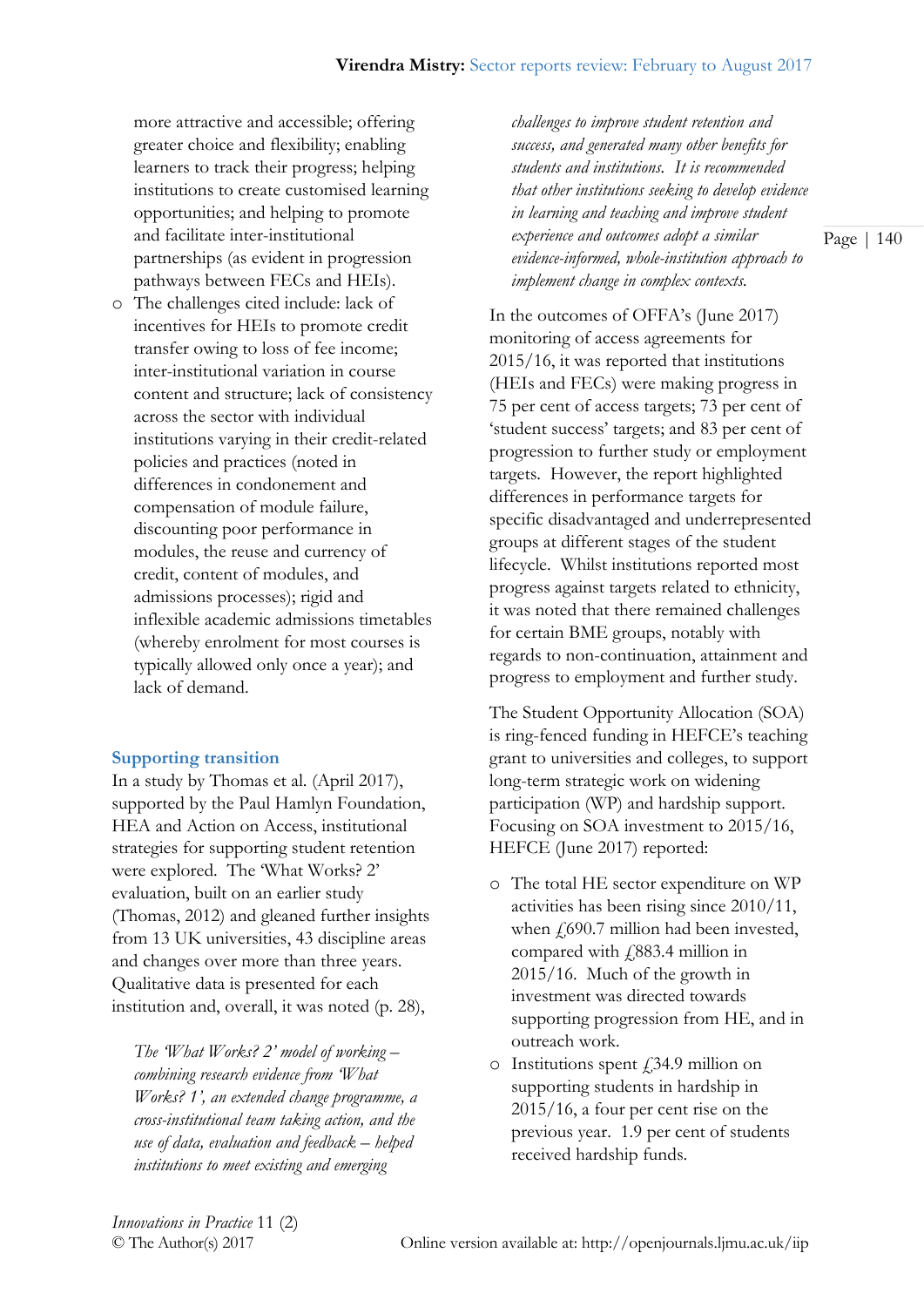more attractive and accessible; offering greater choice and flexibility; enabling learners to track their progress; helping institutions to create customised learning opportunities; and helping to promote and facilitate inter-institutional partnerships (as evident in progression pathways between FECs and HEIs).

- The challenges cited include: lack of incentives for HEIs to promote credit transfer owing to loss of fee income; inter-institutional variation in course content and structure; lack of consistency across the sector with individual institutions varying in their credit-related policies and practices (noted in differences in condonement and compensation of module failure, discounting poor performance in modules, the reuse and currency of credit, content of modules, and admissions processes); rigid and inflexible academic admissions timetables (whereby enrolment for most courses is typically allowed only once a year); and lack of demand.

## Supporting transition

In a study by Thomas et al. (April 2017), supported by the Paul Hamlyn Foundation, HEA and Action on Access, institutional strategies for supporting student retention were explored. The 'What Works? 2' evaluation, built on an earlier study (Thomas, 2012) and gleaned further insights from 13 UK universities, 43 discipline areas and changes over more than three years. Qualitative data is presented for each institution and, overall, it was noted (p. 28),

> *The 'What Works? 2' model of working – combining research evidence from 'What Works? 1', an extended change programme, a cross-institutional team taking action, and the use of data, evaluation and feedback – helped institutions to meet existing and emerging challenges to improve student retention and success, and generated many other benefits for students and institutions. It is recommended that other institutions seeking to develop evidence in learning and teaching and improve student experience and outcomes adopt a similar evidence-informed, whole-institution approach to implement change in complex contexts.*

In the outcomes of OFFA's (June 2017) monitoring of access agreements for 2015/16, it was reported that institutions (HEIs and FECs) were making progress in 75 per cent of access targets; 73 per cent of 'student success' targets; and 83 per cent of progression to further study or employment targets. However, the report highlighted differences in performance targets for specific disadvantaged and underrepresented groups at different stages of the student lifecycle. Whilst institutions reported most progress against targets related to ethnicity, it was noted that there remained challenges for certain BME groups, notably with regards to non-continuation, attainment and progress to employment and further study.

The Student Opportunity Allocation (SOA) is ring-fenced funding in HEFCE's teaching grant to universities and colleges, to support long-term strategic work on widening participation (WP) and hardship support. Focusing on SOA investment to 2015/16, HEFCE (June 2017) reported:

- The total HE sector expenditure on WP activities has been rising since 2010/11, when £690.7 million had been invested, compared with £883.4 million in 2015/16. Much of the growth in investment was directed towards supporting progression from HE, and in outreach work.
- Institutions spent £34.9 million on supporting students in hardship in 2015/16, a four per cent rise on the previous year. 1.9 per cent of students received hardship funds.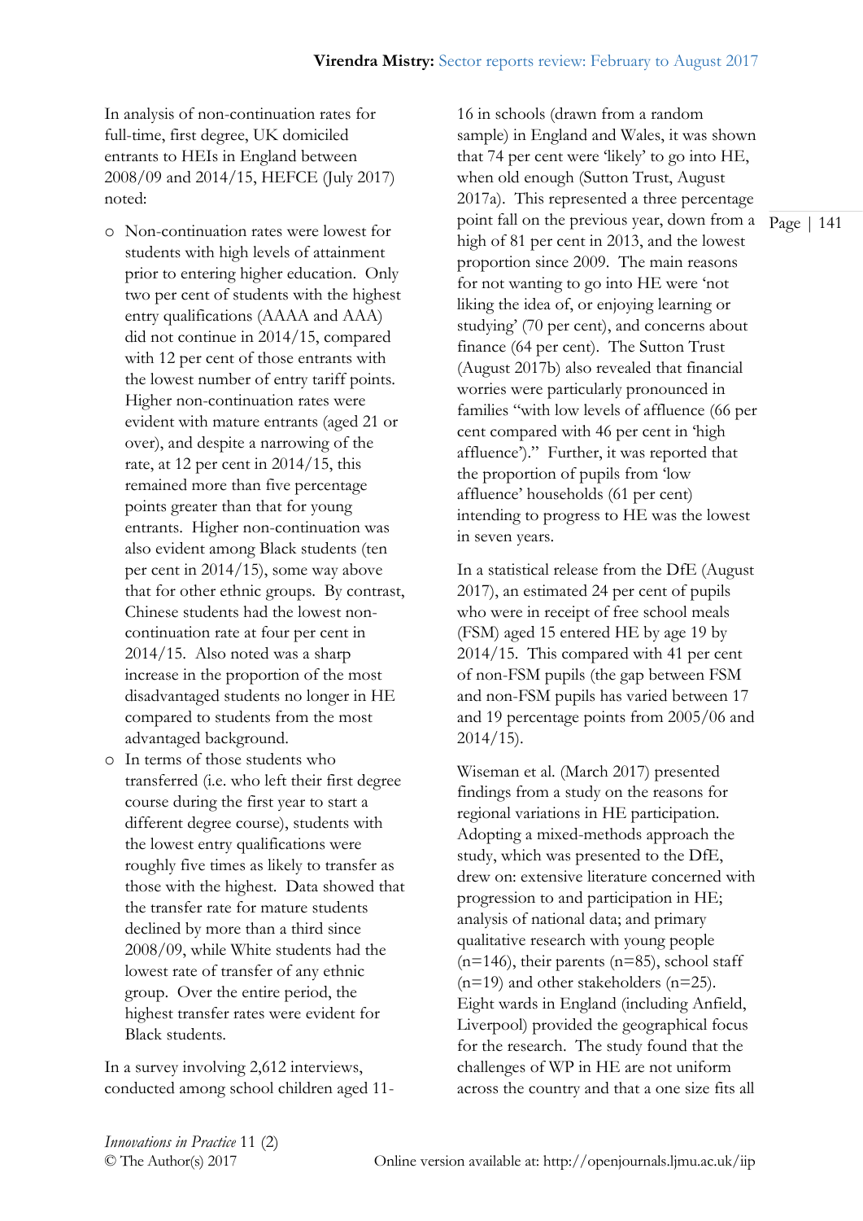In analysis of non-continuation rates for full-time, first degree, UK domiciled entrants to HEIs in England between 2008/09 and 2014/15, HEFCE (July 2017) noted:

- Non-continuation rates were lowest for students with high levels of attainment prior to entering higher education. Only two per cent of students with the highest entry qualifications (AAAA and AAA) did not continue in 2014/15, compared with 12 per cent of those entrants with the lowest number of entry tariff points. Higher non-continuation rates were evident with mature entrants (aged 21 or over), and despite a narrowing of the rate, at 12 per cent in 2014/15, this remained more than five percentage points greater than that for young entrants. Higher non-continuation was also evident among Black students (ten per cent in 2014/15), some way above that for other ethnic groups. By contrast, Chinese students had the lowest non-continuation rate at four per cent in 2014/15. Also noted was a sharp increase in the proportion of the most disadvantaged students no longer in HE compared to students from the most advantaged background.
- In terms of those students who transferred (i.e. who left their first degree course during the first year to start a different degree course), students with the lowest entry qualifications were roughly five times as likely to transfer as those with the highest. Data showed that the transfer rate for mature students declined by more than a third since 2008/09, while White students had the lowest rate of transfer of any ethnic group. Over the entire period, the highest transfer rates were evident for Black students.

In a survey involving 2,612 interviews, conducted among school children aged 11-16 in schools (drawn from a random sample) in England and Wales, it was shown that 74 per cent were 'likely' to go into HE, when old enough (Sutton Trust, August 2017a). This represented a three percentage point fall on the previous year, down from a high of 81 per cent in 2013, and the lowest proportion since 2009. The main reasons for not wanting to go into HE were 'not liking the idea of, or enjoying learning or studying' (70 per cent), and concerns about finance (64 per cent). The Sutton Trust (August 2017b) also revealed that financial worries were particularly pronounced in families "with low levels of affluence (66 per cent compared with 46 per cent in 'high affluence')." Further, it was reported that the proportion of pupils from 'low affluence' households (61 per cent) intending to progress to HE was the lowest in seven years.

In a statistical release from the DfE (August 2017), an estimated 24 per cent of pupils who were in receipt of free school meals (FSM) aged 15 entered HE by age 19 by 2014/15. This compared with 41 per cent of non-FSM pupils (the gap between FSM and non-FSM pupils has varied between 17 and 19 percentage points from 2005/06 and 2014/15).

Wiseman et al. (March 2017) presented findings from a study on the reasons for regional variations in HE participation. Adopting a mixed-methods approach the study, which was presented to the DfE, drew on: extensive literature concerned with progression to and participation in HE; analysis of national data; and primary qualitative research with young people (n=146), their parents (n=85), school staff (n=19) and other stakeholders (n=25). Eight wards in England (including Anfield, Liverpool) provided the geographical focus for the research. The study found that the challenges of WP in HE are not uniform across the country and that a one size fits all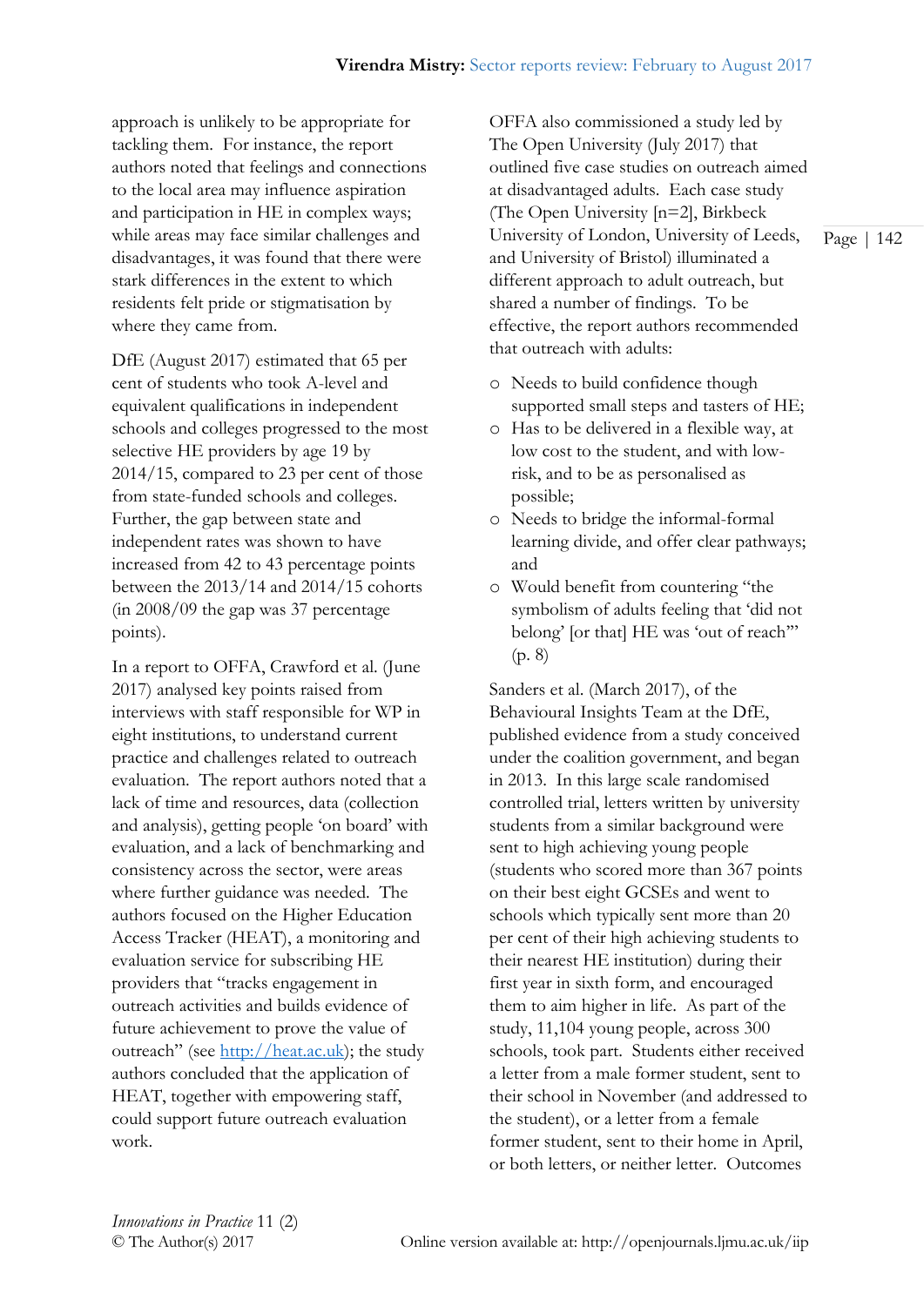approach is unlikely to be appropriate for tackling them. For instance, the report authors noted that feelings and connections to the local area may influence aspiration and participation in HE in complex ways; while areas may face similar challenges and disadvantages, it was found that there were stark differences in the extent to which residents felt pride or stigmatisation by where they came from.

DfE (August 2017) estimated that 65 per cent of students who took A-level and equivalent qualifications in independent schools and colleges progressed to the most selective HE providers by age 19 by 2014/15, compared to 23 per cent of those from state-funded schools and colleges. Further, the gap between state and independent rates was shown to have increased from 42 to 43 percentage points between the 2013/14 and 2014/15 cohorts (in 2008/09 the gap was 37 percentage points).

In a report to OFFA, Crawford et al. (June 2017) analysed key points raised from interviews with staff responsible for WP in eight institutions, to understand current practice and challenges related to outreach evaluation. The report authors noted that a lack of time and resources, data (collection and analysis), getting people 'on board' with evaluation, and a lack of benchmarking and consistency across the sector, were areas where further guidance was needed. The authors focused on the Higher Education Access Tracker (HEAT), a monitoring and evaluation service for subscribing HE providers that "tracks engagement in outreach activities and builds evidence of future achievement to prove the value of outreach" (see http://heat.ac.uk); the study authors concluded that the application of HEAT, together with empowering staff, could support future outreach evaluation work.

OFFA also commissioned a study led by The Open University (July 2017) that outlined five case studies on outreach aimed at disadvantaged adults. Each case study (The Open University [n=2], Birkbeck University of London, University of Leeds, and University of Bristol) illuminated a different approach to adult outreach, but shared a number of findings. To be effective, the report authors recommended that outreach with adults:

- Needs to build confidence though supported small steps and tasters of HE;
- Has to be delivered in a flexible way, at low cost to the student, and with low-risk, and to be as personalised as possible;
- Needs to bridge the informal-formal learning divide, and offer clear pathways; and
- Would benefit from countering "the symbolism of adults feeling that 'did not belong' [or that] HE was 'out of reach'" (p. 8)

Sanders et al. (March 2017), of the Behavioural Insights Team at the DfE, published evidence from a study conceived under the coalition government, and began in 2013. In this large scale randomised controlled trial, letters written by university students from a similar background were sent to high achieving young people (students who scored more than 367 points on their best eight GCSEs and went to schools which typically sent more than 20 per cent of their high achieving students to their nearest HE institution) during their first year in sixth form, and encouraged them to aim higher in life. As part of the study, 11,104 young people, across 300 schools, took part. Students either received a letter from a male former student, sent to their school in November (and addressed to the student), or a letter from a female former student, sent to their home in April, or both letters, or neither letter. Outcomes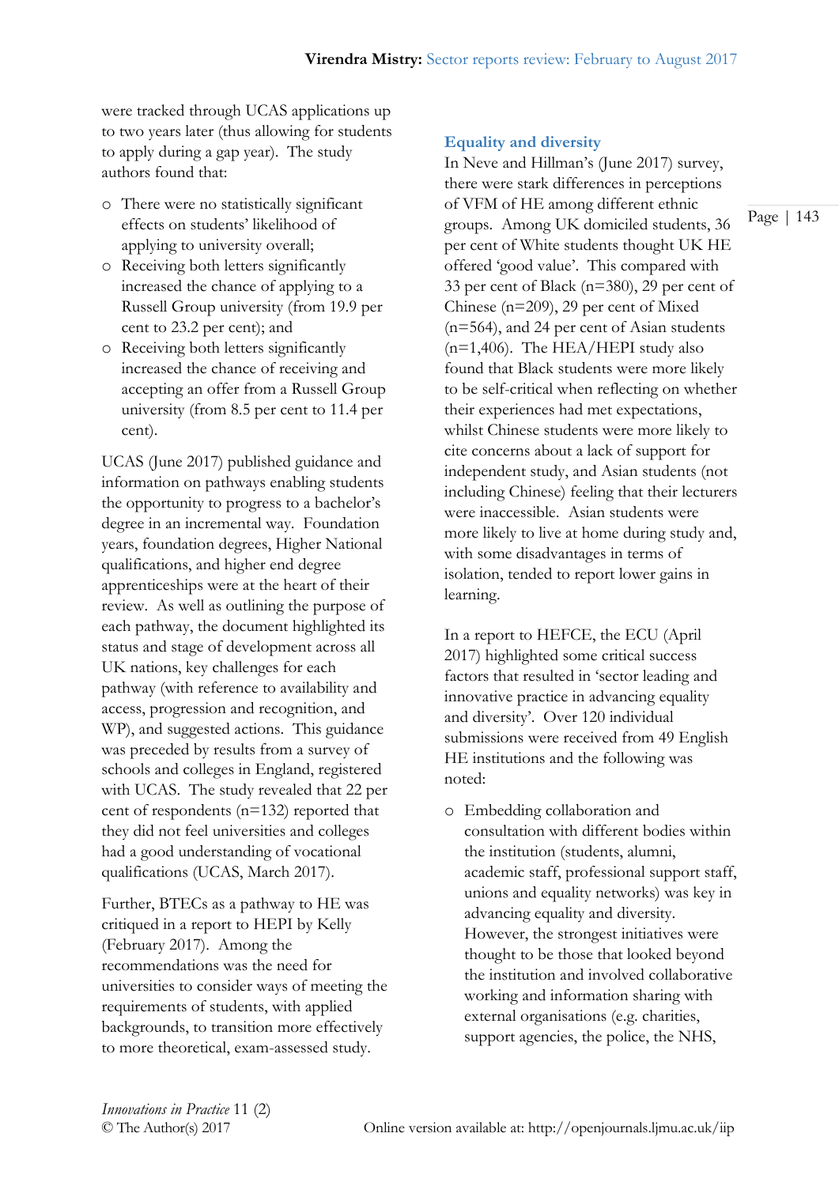were tracked through UCAS applications up to two years later (thus allowing for students to apply during a gap year). The study authors found that:

- There were no statistically significant effects on students' likelihood of applying to university overall;
- Receiving both letters significantly increased the chance of applying to a Russell Group university (from 19.9 per cent to 23.2 per cent); and
- Receiving both letters significantly increased the chance of receiving and accepting an offer from a Russell Group university (from 8.5 per cent to 11.4 per cent).

UCAS (June 2017) published guidance and information on pathways enabling students the opportunity to progress to a bachelor's degree in an incremental way. Foundation years, foundation degrees, Higher National qualifications, and higher end degree apprenticeships were at the heart of their review. As well as outlining the purpose of each pathway, the document highlighted its status and stage of development across all UK nations, key challenges for each pathway (with reference to availability and access, progression and recognition, and WP), and suggested actions. This guidance was preceded by results from a survey of schools and colleges in England, registered with UCAS. The study revealed that 22 per cent of respondents (n=132) reported that they did not feel universities and colleges had a good understanding of vocational qualifications (UCAS, March 2017).

Further, BTECs as a pathway to HE was critiqued in a report to HEPI by Kelly (February 2017). Among the recommendations was the need for universities to consider ways of meeting the requirements of students, with applied backgrounds, to transition more effectively to more theoretical, exam-assessed study.

## Equality and diversity

In Neve and Hillman's (June 2017) survey, there were stark differences in perceptions of VFM of HE among different ethnic groups. Among UK domiciled students, 36 per cent of White students thought UK HE offered 'good value'. This compared with 33 per cent of Black (n=380), 29 per cent of Chinese (n=209), 29 per cent of Mixed (n=564), and 24 per cent of Asian students (n=1,406). The HEA/HEPI study also found that Black students were more likely to be self-critical when reflecting on whether their experiences had met expectations, whilst Chinese students were more likely to cite concerns about a lack of support for independent study, and Asian students (not including Chinese) feeling that their lecturers were inaccessible. Asian students were more likely to live at home during study and, with some disadvantages in terms of isolation, tended to report lower gains in learning.

In a report to HEFCE, the ECU (April 2017) highlighted some critical success factors that resulted in 'sector leading and innovative practice in advancing equality and diversity'. Over 120 individual submissions were received from 49 English HE institutions and the following was noted:

- Embedding collaboration and consultation with different bodies within the institution (students, alumni, academic staff, professional support staff, unions and equality networks) was key in advancing equality and diversity. However, the strongest initiatives were thought to be those that looked beyond the institution and involved collaborative working and information sharing with external organisations (e.g. charities, support agencies, the police, the NHS,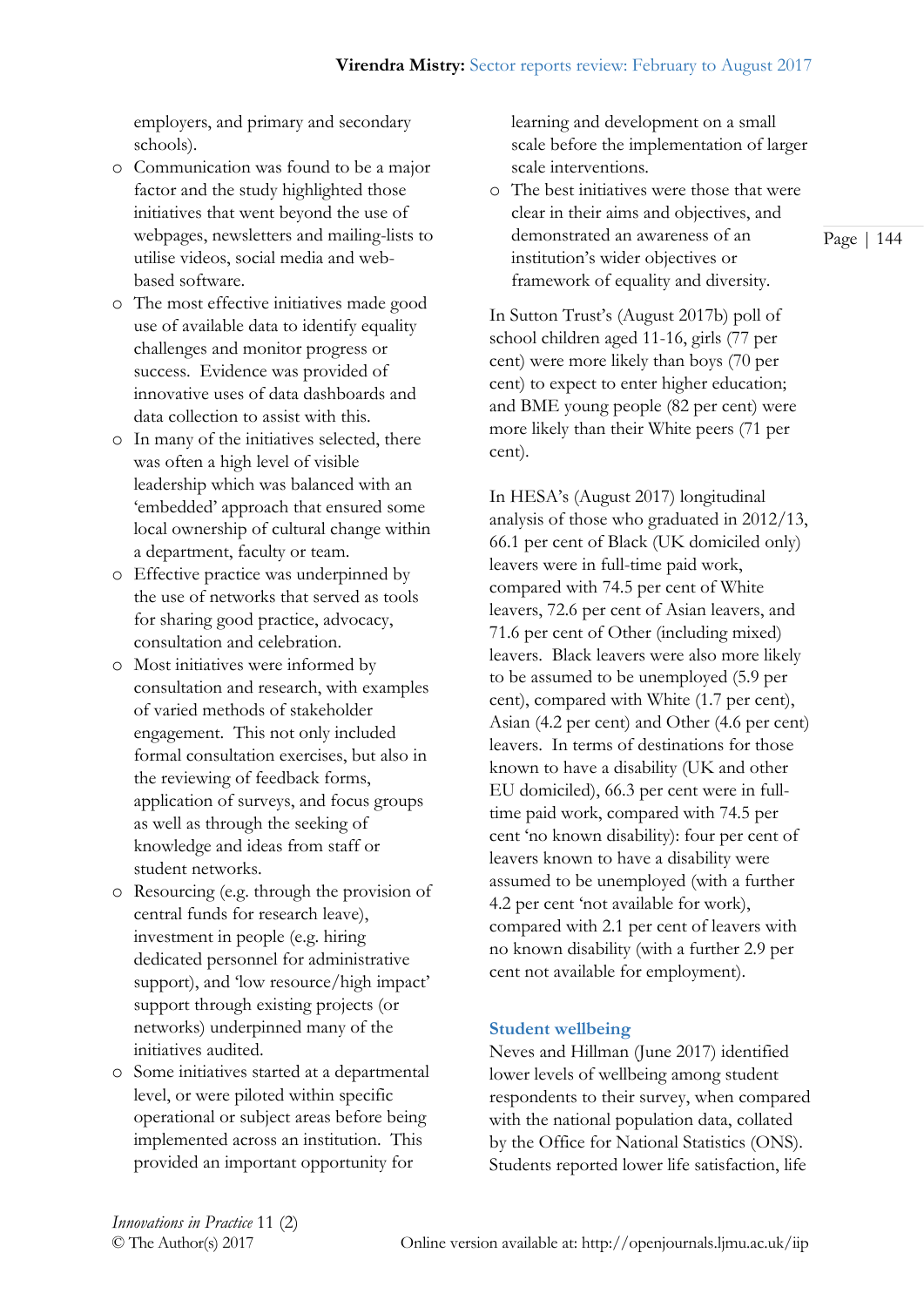employers, and primary and secondary schools).

- Communication was found to be a major factor and the study highlighted those initiatives that went beyond the use of webpages, newsletters and mailing-lists to utilise videos, social media and web-based software.
- The most effective initiatives made good use of available data to identify equality challenges and monitor progress or success. Evidence was provided of innovative uses of data dashboards and data collection to assist with this.
- In many of the initiatives selected, there was often a high level of visible leadership which was balanced with an 'embedded' approach that ensured some local ownership of cultural change within a department, faculty or team.
- Effective practice was underpinned by the use of networks that served as tools for sharing good practice, advocacy, consultation and celebration.
- Most initiatives were informed by consultation and research, with examples of varied methods of stakeholder engagement. This not only included formal consultation exercises, but also in the reviewing of feedback forms, application of surveys, and focus groups as well as through the seeking of knowledge and ideas from staff or student networks.
- Resourcing (e.g. through the provision of central funds for research leave), investment in people (e.g. hiring dedicated personnel for administrative support), and 'low resource/high impact' support through existing projects (or networks) underpinned many of the initiatives audited.
- Some initiatives started at a departmental level, or were piloted within specific operational or subject areas before being implemented across an institution. This provided an important opportunity for learning and development on a small scale before the implementation of larger scale interventions.
- The best initiatives were those that were clear in their aims and objectives, and demonstrated an awareness of an institution's wider objectives or framework of equality and diversity.

In Sutton Trust's (August 2017b) poll of school children aged 11-16, girls (77 per cent) were more likely than boys (70 per cent) to expect to enter higher education; and BME young people (82 per cent) were more likely than their White peers (71 per cent).

In HESA's (August 2017) longitudinal analysis of those who graduated in 2012/13, 66.1 per cent of Black (UK domiciled only) leavers were in full-time paid work, compared with 74.5 per cent of White leavers, 72.6 per cent of Asian leavers, and 71.6 per cent of Other (including mixed) leavers. Black leavers were also more likely to be assumed to be unemployed (5.9 per cent), compared with White (1.7 per cent), Asian (4.2 per cent) and Other (4.6 per cent) leavers. In terms of destinations for those known to have a disability (UK and other EU domiciled), 66.3 per cent were in full-time paid work, compared with 74.5 per cent 'no known disability): four per cent of leavers known to have a disability were assumed to be unemployed (with a further 4.2 per cent 'not available for work), compared with 2.1 per cent of leavers with no known disability (with a further 2.9 per cent not available for employment).

### Student wellbeing

Neves and Hillman (June 2017) identified lower levels of wellbeing among student respondents to their survey, when compared with the national population data, collated by the Office for National Statistics (ONS). Students reported lower life satisfaction, life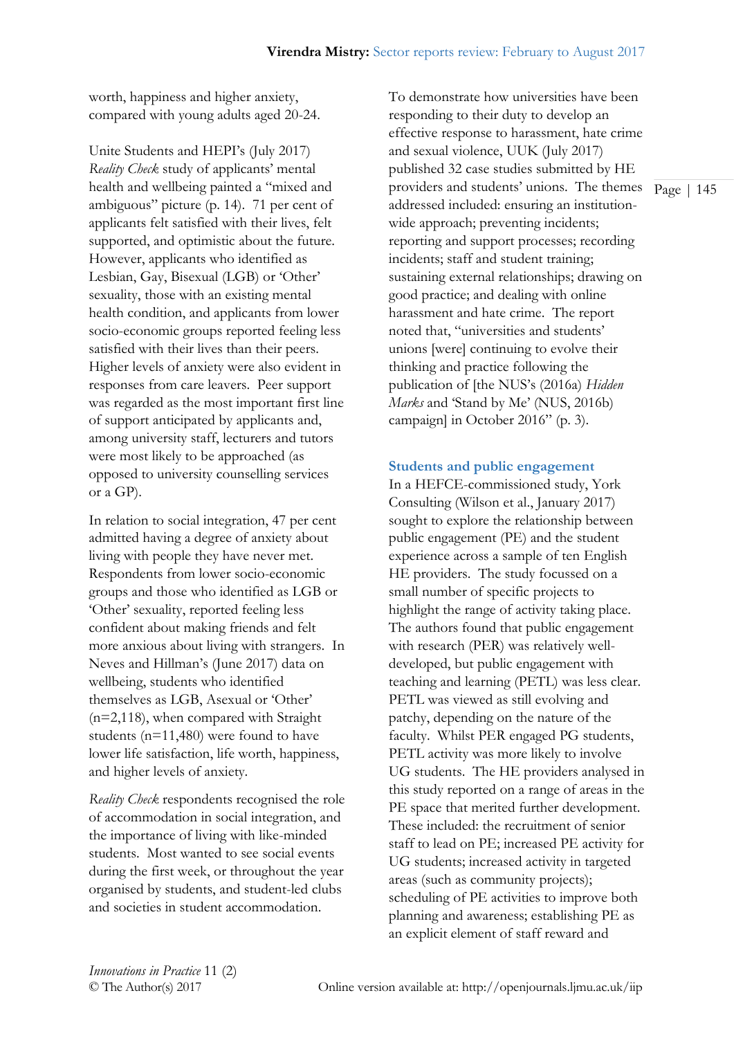worth, happiness and higher anxiety, compared with young adults aged 20-24.

Unite Students and HEPI's (July 2017) *Reality Check* study of applicants' mental health and wellbeing painted a "mixed and ambiguous" picture (p. 14). 71 per cent of applicants felt satisfied with their lives, felt supported, and optimistic about the future. However, applicants who identified as Lesbian, Gay, Bisexual (LGB) or 'Other' sexuality, those with an existing mental health condition, and applicants from lower socio-economic groups reported feeling less satisfied with their lives than their peers. Higher levels of anxiety were also evident in responses from care leavers. Peer support was regarded as the most important first line of support anticipated by applicants and, among university staff, lecturers and tutors were most likely to be approached (as opposed to university counselling services or a GP).

In relation to social integration, 47 per cent admitted having a degree of anxiety about living with people they have never met. Respondents from lower socio-economic groups and those who identified as LGB or 'Other' sexuality, reported feeling less confident about making friends and felt more anxious about living with strangers. In Neves and Hillman's (June 2017) data on wellbeing, students who identified themselves as LGB, Asexual or 'Other' (n=2,118), when compared with Straight students (n=11,480) were found to have lower life satisfaction, life worth, happiness, and higher levels of anxiety.

*Reality Check* respondents recognised the role of accommodation in social integration, and the importance of living with like-minded students. Most wanted to see social events during the first week, or throughout the year organised by students, and student-led clubs and societies in student accommodation.

To demonstrate how universities have been responding to their duty to develop an effective response to harassment, hate crime and sexual violence, UUK (July 2017) published 32 case studies submitted by HE providers and students' unions. The themes addressed included: ensuring an institution-wide approach; preventing incidents; reporting and support processes; recording incidents; staff and student training; sustaining external relationships; drawing on good practice; and dealing with online harassment and hate crime. The report noted that, "universities and students' unions [were] continuing to evolve their thinking and practice following the publication of [the NUS's (2016a) *Hidden Marks* and 'Stand by Me' (NUS, 2016b) campaign] in October 2016" (p. 3).

## Students and public engagement

In a HEFCE-commissioned study, York Consulting (Wilson et al., January 2017) sought to explore the relationship between public engagement (PE) and the student experience across a sample of ten English HE providers. The study focussed on a small number of specific projects to highlight the range of activity taking place. The authors found that public engagement with research (PER) was relatively well-developed, but public engagement with teaching and learning (PETL) was less clear. PETL was viewed as still evolving and patchy, depending on the nature of the faculty. Whilst PER engaged PG students, PETL activity was more likely to involve UG students. The HE providers analysed in this study reported on a range of areas in the PE space that merited further development. These included: the recruitment of senior staff to lead on PE; increased PE activity for UG students; increased activity in targeted areas (such as community projects); scheduling of PE activities to improve both planning and awareness; establishing PE as an explicit element of staff reward and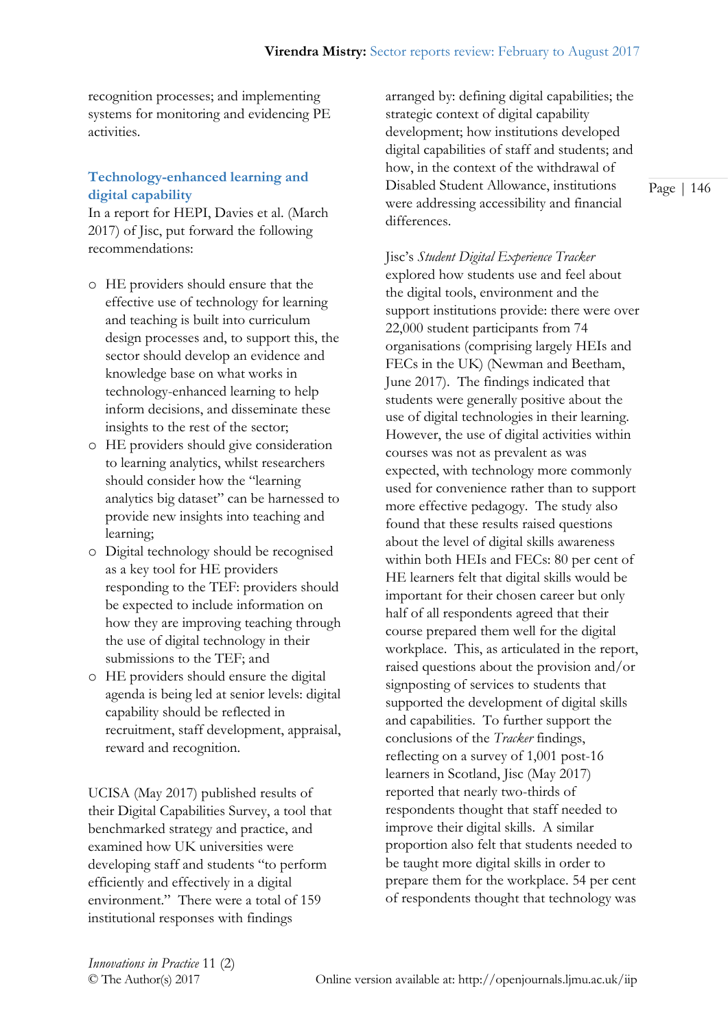recognition processes; and implementing systems for monitoring and evidencing PE activities.

### Technology-enhanced learning and digital capability

In a report for HEPI, Davies et al. (March 2017) of Jisc, put forward the following recommendations:

- HE providers should ensure that the effective use of technology for learning and teaching is built into curriculum design processes and, to support this, the sector should develop an evidence and knowledge base on what works in technology-enhanced learning to help inform decisions, and disseminate these insights to the rest of the sector;
- HE providers should give consideration to learning analytics, whilst researchers should consider how the "learning analytics big dataset" can be harnessed to provide new insights into teaching and learning;
- Digital technology should be recognised as a key tool for HE providers responding to the TEF: providers should be expected to include information on how they are improving teaching through the use of digital technology in their submissions to the TEF; and
- HE providers should ensure the digital agenda is being led at senior levels: digital capability should be reflected in recruitment, staff development, appraisal, reward and recognition.

UCISA (May 2017) published results of their Digital Capabilities Survey, a tool that benchmarked strategy and practice, and examined how UK universities were developing staff and students "to perform efficiently and effectively in a digital environment." There were a total of 159 institutional responses with findings arranged by: defining digital capabilities; the strategic context of digital capability development; how institutions developed digital capabilities of staff and students; and how, in the context of the withdrawal of Disabled Student Allowance, institutions were addressing accessibility and financial differences.

Jisc's *Student Digital Experience Tracker* explored how students use and feel about the digital tools, environment and the support institutions provide: there were over 22,000 student participants from 74 organisations (comprising largely HEIs and FECs in the UK) (Newman and Beetham, June 2017). The findings indicated that students were generally positive about the use of digital technologies in their learning. However, the use of digital activities within courses was not as prevalent as was expected, with technology more commonly used for convenience rather than to support more effective pedagogy. The study also found that these results raised questions about the level of digital skills awareness within both HEIs and FECs: 80 per cent of HE learners felt that digital skills would be important for their chosen career but only half of all respondents agreed that their course prepared them well for the digital workplace. This, as articulated in the report, raised questions about the provision and/or signposting of services to students that supported the development of digital skills and capabilities. To further support the conclusions of the *Tracker* findings, reflecting on a survey of 1,001 post-16 learners in Scotland, Jisc (May 2017) reported that nearly two-thirds of respondents thought that staff needed to improve their digital skills. A similar proportion also felt that students needed to be taught more digital skills in order to prepare them for the workplace. 54 per cent of respondents thought that technology was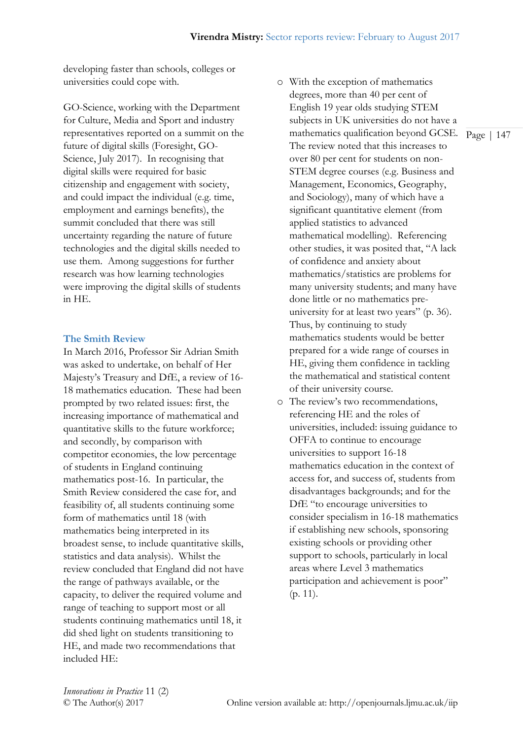developing faster than schools, colleges or universities could cope with.

GO-Science, working with the Department for Culture, Media and Sport and industry representatives reported on a summit on the future of digital skills (Foresight, GO-Science, July 2017). In recognising that digital skills were required for basic citizenship and engagement with society, and could impact the individual (e.g. time, employment and earnings benefits), the summit concluded that there was still uncertainty regarding the nature of future technologies and the digital skills needed to use them. Among suggestions for further research was how learning technologies were improving the digital skills of students in HE.

### The Smith Review

In March 2016, Professor Sir Adrian Smith was asked to undertake, on behalf of Her Majesty's Treasury and DfE, a review of 16-18 mathematics education. These had been prompted by two related issues: first, the increasing importance of mathematical and quantitative skills to the future workforce; and secondly, by comparison with competitor economies, the low percentage of students in England continuing mathematics post-16. In particular, the Smith Review considered the case for, and feasibility of, all students continuing some form of mathematics until 18 (with mathematics being interpreted in its broadest sense, to include quantitative skills, statistics and data analysis). Whilst the review concluded that England did not have the range of pathways available, or the capacity, to deliver the required volume and range of teaching to support most or all students continuing mathematics until 18, it did shed light on students transitioning to HE, and made two recommendations that included HE:

- With the exception of mathematics degrees, more than 40 per cent of English 19 year olds studying STEM subjects in UK universities do not have a mathematics qualification beyond GCSE. The review noted that this increases to over 80 per cent for students on non-STEM degree courses (e.g. Business and Management, Economics, Geography, and Sociology), many of which have a significant quantitative element (from applied statistics to advanced mathematical modelling). Referencing other studies, it was posited that, "A lack of confidence and anxiety about mathematics/statistics are problems for many university students; and many have done little or no mathematics pre-university for at least two years" (p. 36). Thus, by continuing to study mathematics students would be better prepared for a wide range of courses in HE, giving them confidence in tackling the mathematical and statistical content of their university course.
- The review's two recommendations, referencing HE and the roles of universities, included: issuing guidance to OFFA to continue to encourage universities to support 16-18 mathematics education in the context of access for, and success of, students from disadvantages backgrounds; and for the DfE "to encourage universities to consider specialism in 16-18 mathematics if establishing new schools, sponsoring existing schools or providing other support to schools, particularly in local areas where Level 3 mathematics participation and achievement is poor" (p. 11).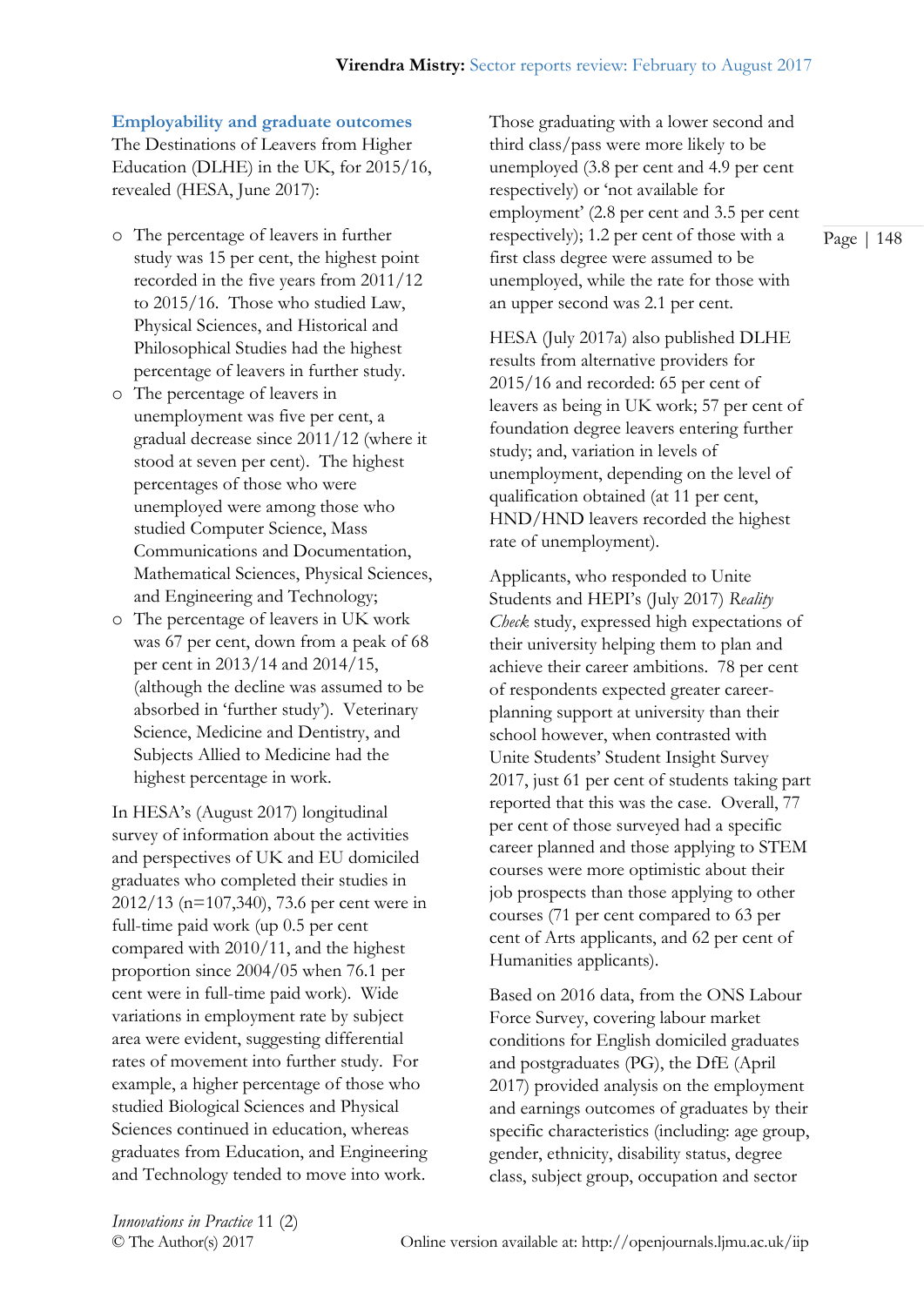### Employability and graduate outcomes

The Destinations of Leavers from Higher Education (DLHE) in the UK, for 2015/16, revealed (HESA, June 2017):

- The percentage of leavers in further study was 15 per cent, the highest point recorded in the five years from 2011/12 to 2015/16. Those who studied Law, Physical Sciences, and Historical and Philosophical Studies had the highest percentage of leavers in further study.
- The percentage of leavers in unemployment was five per cent, a gradual decrease since 2011/12 (where it stood at seven per cent). The highest percentages of those who were unemployed were among those who studied Computer Science, Mass Communications and Documentation, Mathematical Sciences, Physical Sciences, and Engineering and Technology;
- The percentage of leavers in UK work was 67 per cent, down from a peak of 68 per cent in 2013/14 and 2014/15, (although the decline was assumed to be absorbed in 'further study'). Veterinary Science, Medicine and Dentistry, and Subjects Allied to Medicine had the highest percentage in work.

In HESA's (August 2017) longitudinal survey of information about the activities and perspectives of UK and EU domiciled graduates who completed their studies in 2012/13 (n=107,340), 73.6 per cent were in full-time paid work (up 0.5 per cent compared with 2010/11, and the highest proportion since 2004/05 when 76.1 per cent were in full-time paid work). Wide variations in employment rate by subject area were evident, suggesting differential rates of movement into further study. For example, a higher percentage of those who studied Biological Sciences and Physical Sciences continued in education, whereas graduates from Education, and Engineering and Technology tended to move into work.

Those graduating with a lower second and third class/pass were more likely to be unemployed (3.8 per cent and 4.9 per cent respectively) or 'not available for employment' (2.8 per cent and 3.5 per cent respectively); 1.2 per cent of those with a first class degree were assumed to be unemployed, while the rate for those with an upper second was 2.1 per cent.

HESA (July 2017a) also published DLHE results from alternative providers for 2015/16 and recorded: 65 per cent of leavers as being in UK work; 57 per cent of foundation degree leavers entering further study; and, variation in levels of unemployment, depending on the level of qualification obtained (at 11 per cent, HND/HND leavers recorded the highest rate of unemployment).

Applicants, who responded to Unite Students and HEPI's (July 2017) *Reality Check* study, expressed high expectations of their university helping them to plan and achieve their career ambitions. 78 per cent of respondents expected greater career-planning support at university than their school however, when contrasted with Unite Students' Student Insight Survey 2017, just 61 per cent of students taking part reported that this was the case. Overall, 77 per cent of those surveyed had a specific career planned and those applying to STEM courses were more optimistic about their job prospects than those applying to other courses (71 per cent compared to 63 per cent of Arts applicants, and 62 per cent of Humanities applicants).

Based on 2016 data, from the ONS Labour Force Survey, covering labour market conditions for English domiciled graduates and postgraduates (PG), the DfE (April 2017) provided analysis on the employment and earnings outcomes of graduates by their specific characteristics (including: age group, gender, ethnicity, disability status, degree class, subject group, occupation and sector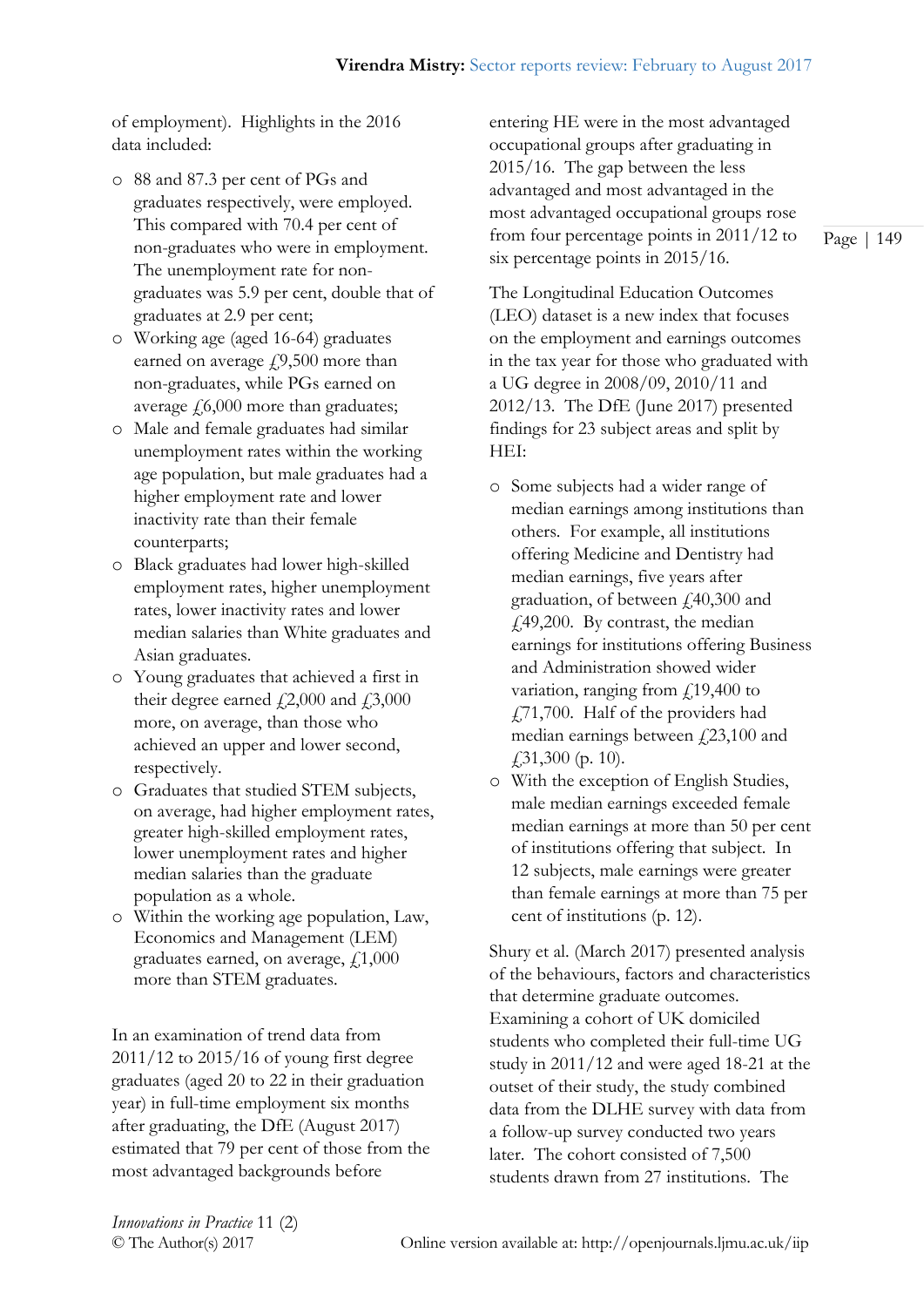of employment). Highlights in the 2016 data included:

- 88 and 87.3 per cent of PGs and graduates respectively, were employed. This compared with 70.4 per cent of non-graduates who were in employment. The unemployment rate for non-graduates was 5.9 per cent, double that of graduates at 2.9 per cent;
- Working age (aged 16-64) graduates earned on average £9,500 more than non-graduates, while PGs earned on average £6,000 more than graduates;
- Male and female graduates had similar unemployment rates within the working age population, but male graduates had a higher employment rate and lower inactivity rate than their female counterparts;
- Black graduates had lower high-skilled employment rates, higher unemployment rates, lower inactivity rates and lower median salaries than White graduates and Asian graduates.
- Young graduates that achieved a first in their degree earned £2,000 and £3,000 more, on average, than those who achieved an upper and lower second, respectively.
- Graduates that studied STEM subjects, on average, had higher employment rates, greater high-skilled employment rates, lower unemployment rates and higher median salaries than the graduate population as a whole.
- Within the working age population, Law, Economics and Management (LEM) graduates earned, on average, £1,000 more than STEM graduates.

In an examination of trend data from 2011/12 to 2015/16 of young first degree graduates (aged 20 to 22 in their graduation year) in full-time employment six months after graduating, the DfE (August 2017) estimated that 79 per cent of those from the most advantaged backgrounds before entering HE were in the most advantaged occupational groups after graduating in 2015/16. The gap between the less advantaged and most advantaged in the most advantaged occupational groups rose from four percentage points in 2011/12 to six percentage points in 2015/16.

The Longitudinal Education Outcomes (LEO) dataset is a new index that focuses on the employment and earnings outcomes in the tax year for those who graduated with a UG degree in 2008/09, 2010/11 and 2012/13. The DfE (June 2017) presented findings for 23 subject areas and split by HEI:

- Some subjects had a wider range of median earnings among institutions than others. For example, all institutions offering Medicine and Dentistry had median earnings, five years after graduation, of between £40,300 and £49,200. By contrast, the median earnings for institutions offering Business and Administration showed wider variation, ranging from £19,400 to £71,700. Half of the providers had median earnings between £23,100 and £31,300 (p. 10).
- With the exception of English Studies, male median earnings exceeded female median earnings at more than 50 per cent of institutions offering that subject. In 12 subjects, male earnings were greater than female earnings at more than 75 per cent of institutions (p. 12).

Shury et al. (March 2017) presented analysis of the behaviours, factors and characteristics that determine graduate outcomes. Examining a cohort of UK domiciled students who completed their full-time UG study in 2011/12 and were aged 18-21 at the outset of their study, the study combined data from the DLHE survey with data from a follow-up survey conducted two years later. The cohort consisted of 7,500 students drawn from 27 institutions. The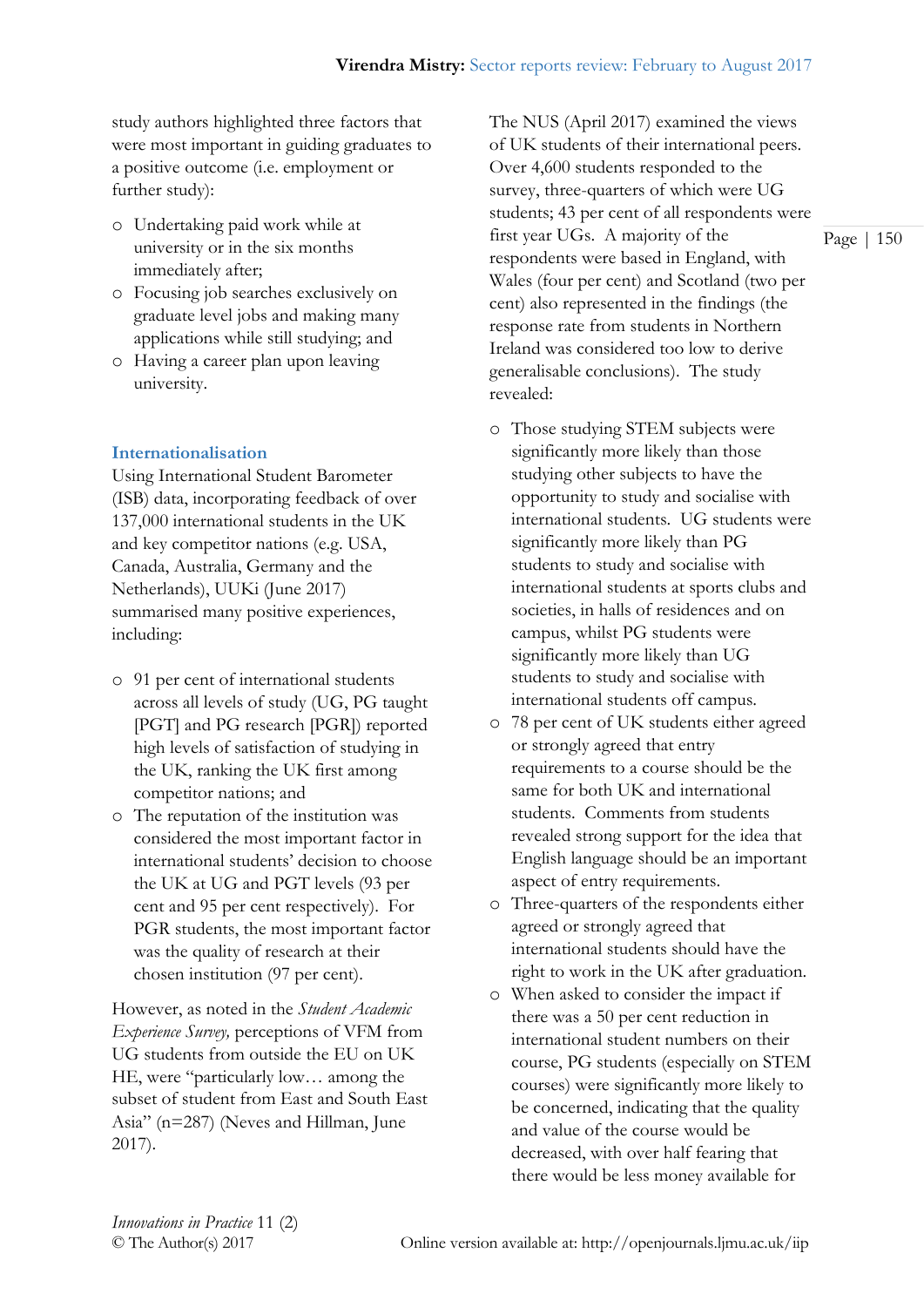study authors highlighted three factors that were most important in guiding graduates to a positive outcome (i.e. employment or further study):

- Undertaking paid work while at university or in the six months immediately after;
- Focusing job searches exclusively on graduate level jobs and making many applications while still studying; and
- Having a career plan upon leaving university.

## Internationalisation

Using International Student Barometer (ISB) data, incorporating feedback of over 137,000 international students in the UK and key competitor nations (e.g. USA, Canada, Australia, Germany and the Netherlands), UUKi (June 2017) summarised many positive experiences, including:

- 91 per cent of international students across all levels of study (UG, PG taught [PGT] and PG research [PGR]) reported high levels of satisfaction of studying in the UK, ranking the UK first among competitor nations; and
- The reputation of the institution was considered the most important factor in international students' decision to choose the UK at UG and PGT levels (93 per cent and 95 per cent respectively). For PGR students, the most important factor was the quality of research at their chosen institution (97 per cent).

However, as noted in the *Student Academic Experience Survey,* perceptions of VFM from UG students from outside the EU on UK HE, were "particularly low… among the subset of student from East and South East Asia" (n=287) (Neves and Hillman, June 2017).

The NUS (April 2017) examined the views of UK students of their international peers. Over 4,600 students responded to the survey, three-quarters of which were UG students; 43 per cent of all respondents were first year UGs. A majority of the respondents were based in England, with Wales (four per cent) and Scotland (two per cent) also represented in the findings (the response rate from students in Northern Ireland was considered too low to derive generalisable conclusions). The study revealed:

- Those studying STEM subjects were significantly more likely than those studying other subjects to have the opportunity to study and socialise with international students. UG students were significantly more likely than PG students to study and socialise with international students at sports clubs and societies, in halls of residences and on campus, whilst PG students were significantly more likely than UG students to study and socialise with international students off campus.
- 78 per cent of UK students either agreed or strongly agreed that entry requirements to a course should be the same for both UK and international students. Comments from students revealed strong support for the idea that English language should be an important aspect of entry requirements.
- Three-quarters of the respondents either agreed or strongly agreed that international students should have the right to work in the UK after graduation.
- When asked to consider the impact if there was a 50 per cent reduction in international student numbers on their course, PG students (especially on STEM courses) were significantly more likely to be concerned, indicating that the quality and value of the course would be decreased, with over half fearing that there would be less money available for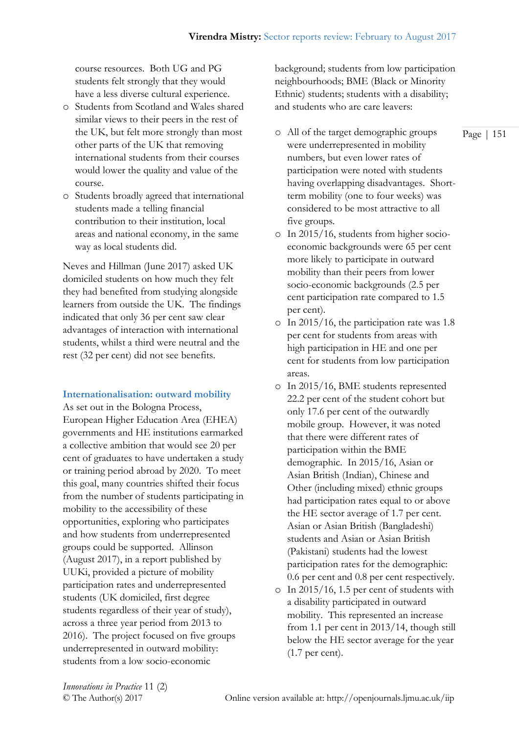course resources. Both UG and PG students felt strongly that they would have a less diverse cultural experience.

- Students from Scotland and Wales shared similar views to their peers in the rest of the UK, but felt more strongly than most other parts of the UK that removing international students from their courses would lower the quality and value of the course.
- Students broadly agreed that international students made a telling financial contribution to their institution, local areas and national economy, in the same way as local students did.

Neves and Hillman (June 2017) asked UK domiciled students on how much they felt they had benefited from studying alongside learners from outside the UK. The findings indicated that only 36 per cent saw clear advantages of interaction with international students, whilst a third were neutral and the rest (32 per cent) did not see benefits.

### Internationalisation: outward mobility

As set out in the Bologna Process, European Higher Education Area (EHEA) governments and HE institutions earmarked a collective ambition that would see 20 per cent of graduates to have undertaken a study or training period abroad by 2020. To meet this goal, many countries shifted their focus from the number of students participating in mobility to the accessibility of these opportunities, exploring who participates and how students from underrepresented groups could be supported. Allinson (August 2017), in a report published by UUKi, provided a picture of mobility participation rates and underrepresented students (UK domiciled, first degree students regardless of their year of study), across a three year period from 2013 to 2016). The project focused on five groups underrepresented in outward mobility: students from a low socio-economic background; students from low participation neighbourhoods; BME (Black or Minority Ethnic) students; students with a disability; and students who are care leavers:

- All of the target demographic groups were underrepresented in mobility numbers, but even lower rates of participation were noted with students having overlapping disadvantages. Short-term mobility (one to four weeks) was considered to be most attractive to all five groups.
- In 2015/16, students from higher socio-economic backgrounds were 65 per cent more likely to participate in outward mobility than their peers from lower socio-economic backgrounds (2.5 per cent participation rate compared to 1.5 per cent).
- In 2015/16, the participation rate was 1.8 per cent for students from areas with high participation in HE and one per cent for students from low participation areas.
- In 2015/16, BME students represented 22.2 per cent of the student cohort but only 17.6 per cent of the outwardly mobile group. However, it was noted that there were different rates of participation within the BME demographic. In 2015/16, Asian or Asian British (Indian), Chinese and Other (including mixed) ethnic groups had participation rates equal to or above the HE sector average of 1.7 per cent. Asian or Asian British (Bangladeshi) students and Asian or Asian British (Pakistani) students had the lowest participation rates for the demographic: 0.6 per cent and 0.8 per cent respectively.
- In 2015/16, 1.5 per cent of students with a disability participated in outward mobility. This represented an increase from 1.1 per cent in 2013/14, though still below the HE sector average for the year (1.7 per cent).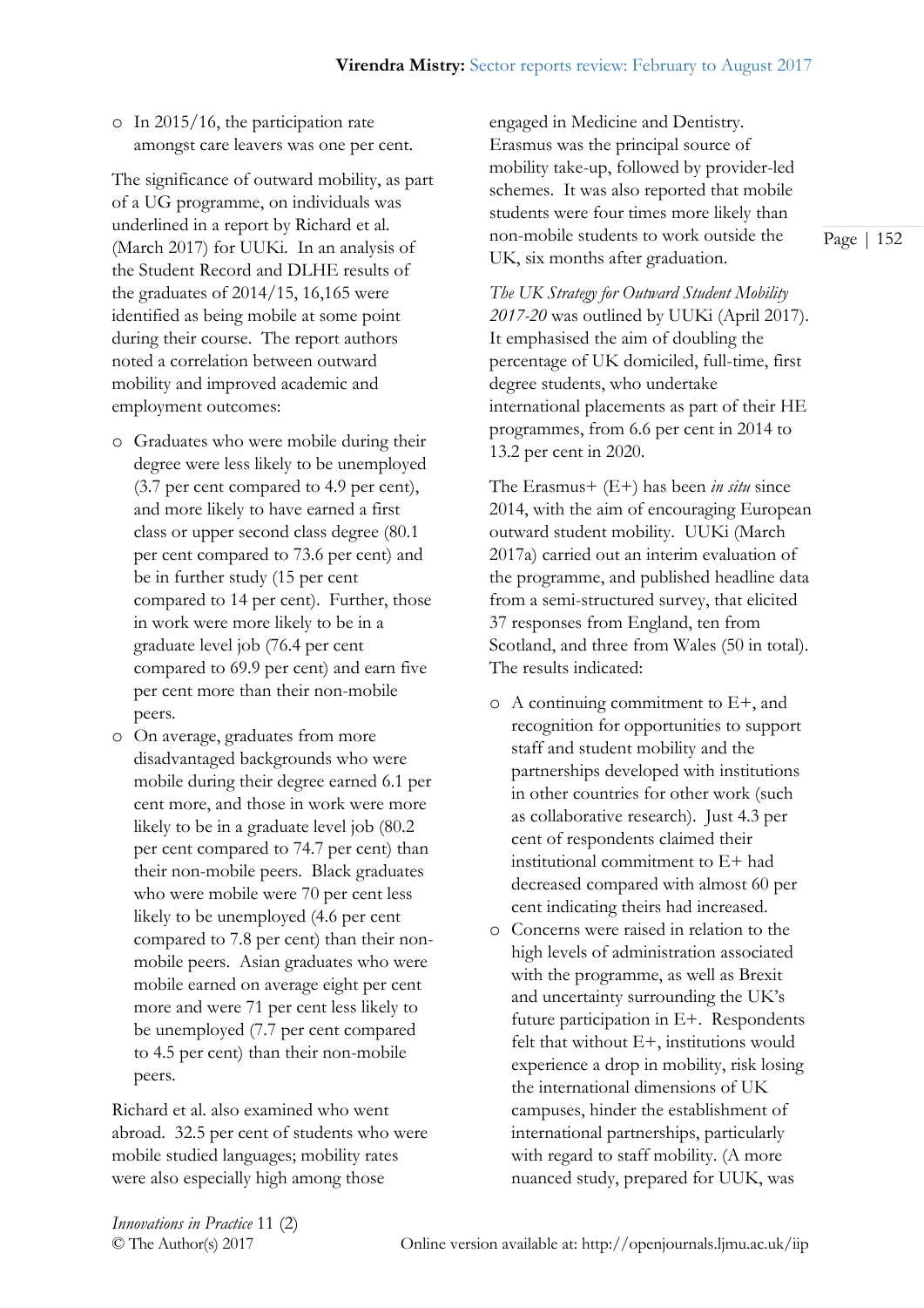- In 2015/16, the participation rate amongst care leavers was one per cent.

The significance of outward mobility, as part of a UG programme, on individuals was underlined in a report by Richard et al. (March 2017) for UUKi. In an analysis of the Student Record and DLHE results of the graduates of 2014/15, 16,165 were identified as being mobile at some point during their course. The report authors noted a correlation between outward mobility and improved academic and employment outcomes:

- Graduates who were mobile during their degree were less likely to be unemployed (3.7 per cent compared to 4.9 per cent), and more likely to have earned a first class or upper second class degree (80.1 per cent compared to 73.6 per cent) and be in further study (15 per cent compared to 14 per cent). Further, those in work were more likely to be in a graduate level job (76.4 per cent compared to 69.9 per cent) and earn five per cent more than their non-mobile peers.
- On average, graduates from more disadvantaged backgrounds who were mobile during their degree earned 6.1 per cent more, and those in work were more likely to be in a graduate level job (80.2 per cent compared to 74.7 per cent) than their non-mobile peers. Black graduates who were mobile were 70 per cent less likely to be unemployed (4.6 per cent compared to 7.8 per cent) than their non-mobile peers. Asian graduates who were mobile earned on average eight per cent more and were 71 per cent less likely to be unemployed (7.7 per cent compared to 4.5 per cent) than their non-mobile peers.

Richard et al. also examined who went abroad. 32.5 per cent of students who were mobile studied languages; mobility rates were also especially high among those engaged in Medicine and Dentistry. Erasmus was the principal source of mobility take-up, followed by provider-led schemes. It was also reported that mobile students were four times more likely than non-mobile students to work outside the UK, six months after graduation.

*The UK Strategy for Outward Student Mobility 2017-20* was outlined by UUKi (April 2017). It emphasised the aim of doubling the percentage of UK domiciled, full-time, first degree students, who undertake international placements as part of their HE programmes, from 6.6 per cent in 2014 to 13.2 per cent in 2020.

The Erasmus+ (E+) has been *in situ* since 2014, with the aim of encouraging European outward student mobility. UUKi (March 2017a) carried out an interim evaluation of the programme, and published headline data from a semi-structured survey, that elicited 37 responses from England, ten from Scotland, and three from Wales (50 in total). The results indicated:

- A continuing commitment to E+, and recognition for opportunities to support staff and student mobility and the partnerships developed with institutions in other countries for other work (such as collaborative research). Just 4.3 per cent of respondents claimed their institutional commitment to E+ had decreased compared with almost 60 per cent indicating theirs had increased.
- Concerns were raised in relation to the high levels of administration associated with the programme, as well as Brexit and uncertainty surrounding the UK's future participation in E+. Respondents felt that without E+, institutions would experience a drop in mobility, risk losing the international dimensions of UK campuses, hinder the establishment of international partnerships, particularly with regard to staff mobility. (A more nuanced study, prepared for UUK, was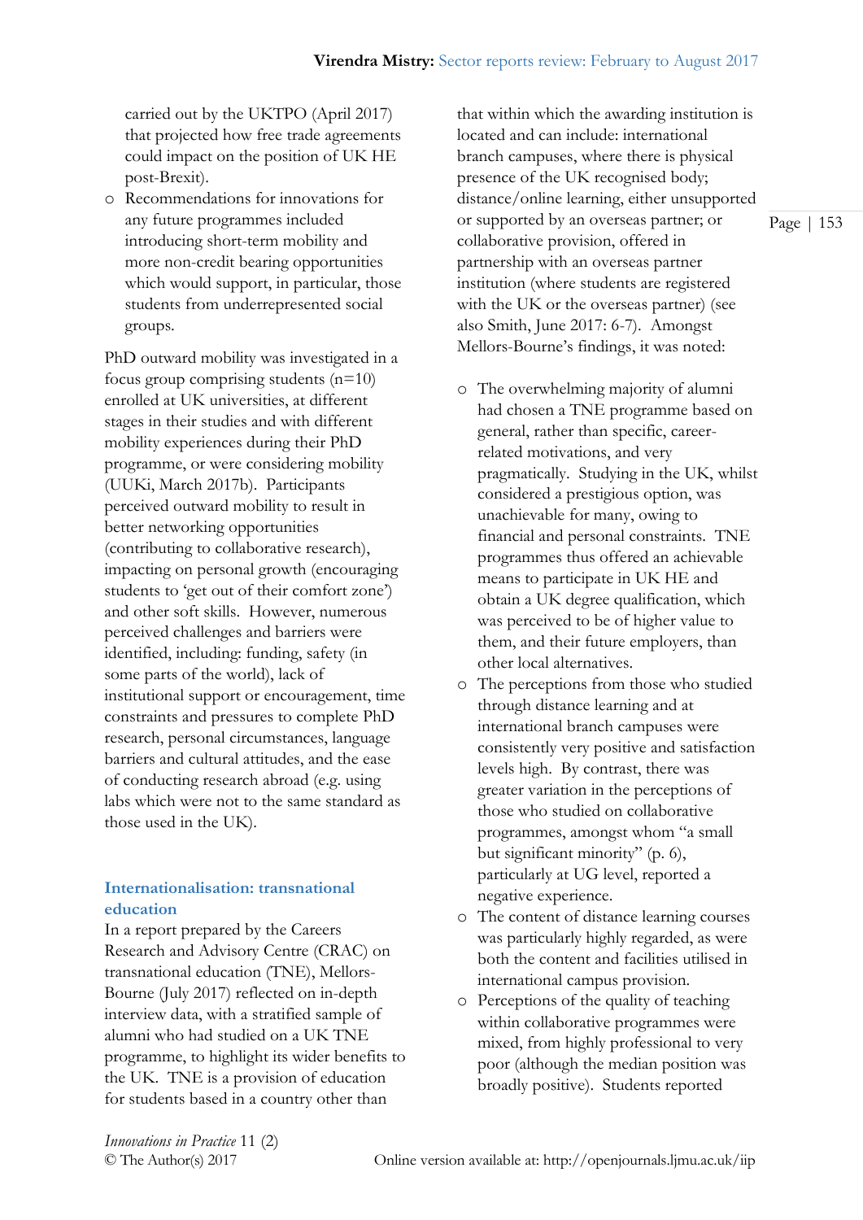carried out by the UKTPO (April 2017) that projected how free trade agreements could impact on the position of UK HE post-Brexit).

- Recommendations for innovations for any future programmes included introducing short-term mobility and more non-credit bearing opportunities which would support, in particular, those students from underrepresented social groups.

PhD outward mobility was investigated in a focus group comprising students (n=10) enrolled at UK universities, at different stages in their studies and with different mobility experiences during their PhD programme, or were considering mobility (UUKi, March 2017b). Participants perceived outward mobility to result in better networking opportunities (contributing to collaborative research), impacting on personal growth (encouraging students to 'get out of their comfort zone') and other soft skills. However, numerous perceived challenges and barriers were identified, including: funding, safety (in some parts of the world), lack of institutional support or encouragement, time constraints and pressures to complete PhD research, personal circumstances, language barriers and cultural attitudes, and the ease of conducting research abroad (e.g. using labs which were not to the same standard as those used in the UK).

## Internationalisation: transnational education

In a report prepared by the Careers Research and Advisory Centre (CRAC) on transnational education (TNE), Mellors-Bourne (July 2017) reflected on in-depth interview data, with a stratified sample of alumni who had studied on a UK TNE programme, to highlight its wider benefits to the UK. TNE is a provision of education for students based in a country other than that within which the awarding institution is located and can include: international branch campuses, where there is physical presence of the UK recognised body; distance/online learning, either unsupported or supported by an overseas partner; or collaborative provision, offered in partnership with an overseas partner institution (where students are registered with the UK or the overseas partner) (see also Smith, June 2017: 6-7). Amongst Mellors-Bourne's findings, it was noted:

- The overwhelming majority of alumni had chosen a TNE programme based on general, rather than specific, career-related motivations, and very pragmatically. Studying in the UK, whilst considered a prestigious option, was unachievable for many, owing to financial and personal constraints. TNE programmes thus offered an achievable means to participate in UK HE and obtain a UK degree qualification, which was perceived to be of higher value to them, and their future employers, than other local alternatives.
- The perceptions from those who studied through distance learning and at international branch campuses were consistently very positive and satisfaction levels high. By contrast, there was greater variation in the perceptions of those who studied on collaborative programmes, amongst whom "a small but significant minority" (p. 6), particularly at UG level, reported a negative experience.
- The content of distance learning courses was particularly highly regarded, as were both the content and facilities utilised in international campus provision.
- Perceptions of the quality of teaching within collaborative programmes were mixed, from highly professional to very poor (although the median position was broadly positive). Students reported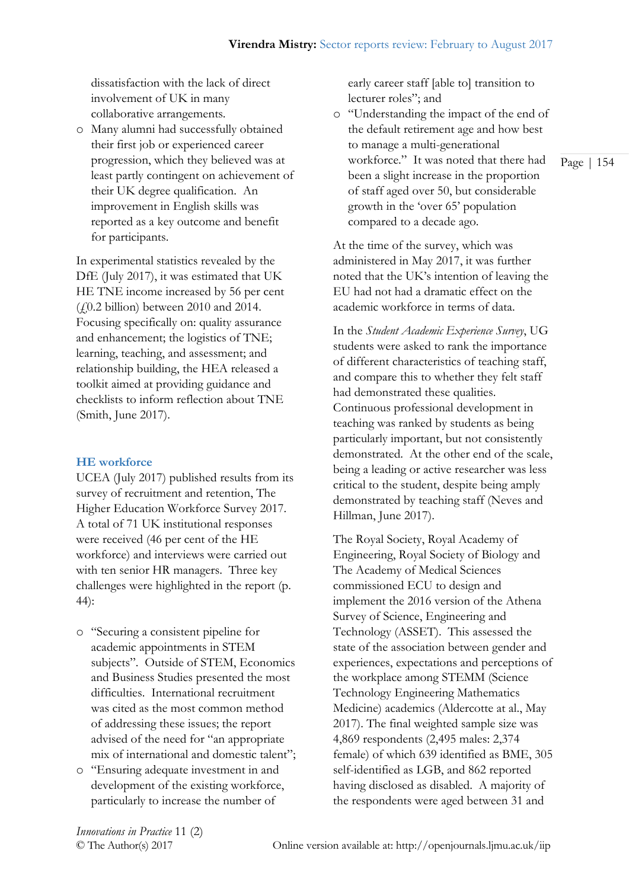dissatisfaction with the lack of direct involvement of UK in many collaborative arrangements.

- Many alumni had successfully obtained their first job or experienced career progression, which they believed was at least partly contingent on achievement of their UK degree qualification. An improvement in English skills was reported as a key outcome and benefit for participants.

In experimental statistics revealed by the DfE (July 2017), it was estimated that UK HE TNE income increased by 56 per cent (£0.2 billion) between 2010 and 2014. Focusing specifically on: quality assurance and enhancement; the logistics of TNE; learning, teaching, and assessment; and relationship building, the HEA released a toolkit aimed at providing guidance and checklists to inform reflection about TNE (Smith, June 2017).

## HE workforce

UCEA (July 2017) published results from its survey of recruitment and retention, The Higher Education Workforce Survey 2017. A total of 71 UK institutional responses were received (46 per cent of the HE workforce) and interviews were carried out with ten senior HR managers. Three key challenges were highlighted in the report (p. 44):

- "Securing a consistent pipeline for academic appointments in STEM subjects". Outside of STEM, Economics and Business Studies presented the most difficulties. International recruitment was cited as the most common method of addressing these issues; the report advised of the need for "an appropriate mix of international and domestic talent";
- "Ensuring adequate investment in and development of the existing workforce, particularly to increase the number of early career staff [able to] transition to lecturer roles"; and
- "Understanding the impact of the end of the default retirement age and how best to manage a multi-generational workforce." It was noted that there had been a slight increase in the proportion of staff aged over 50, but considerable growth in the 'over 65' population compared to a decade ago.

At the time of the survey, which was administered in May 2017, it was further noted that the UK's intention of leaving the EU had not had a dramatic effect on the academic workforce in terms of data.

In the *Student Academic Experience Survey*, UG students were asked to rank the importance of different characteristics of teaching staff, and compare this to whether they felt staff had demonstrated these qualities. Continuous professional development in teaching was ranked by students as being particularly important, but not consistently demonstrated. At the other end of the scale, being a leading or active researcher was less critical to the student, despite being amply demonstrated by teaching staff (Neves and Hillman, June 2017).

The Royal Society, Royal Academy of Engineering, Royal Society of Biology and The Academy of Medical Sciences commissioned ECU to design and implement the 2016 version of the Athena Survey of Science, Engineering and Technology (ASSET). This assessed the state of the association between gender and experiences, expectations and perceptions of the workplace among STEMM (Science Technology Engineering Mathematics Medicine) academics (Aldercotte at al., May 2017). The final weighted sample size was 4,869 respondents (2,495 males: 2,374 female) of which 639 identified as BME, 305 self-identified as LGB, and 862 reported having disclosed as disabled. A majority of the respondents were aged between 31 and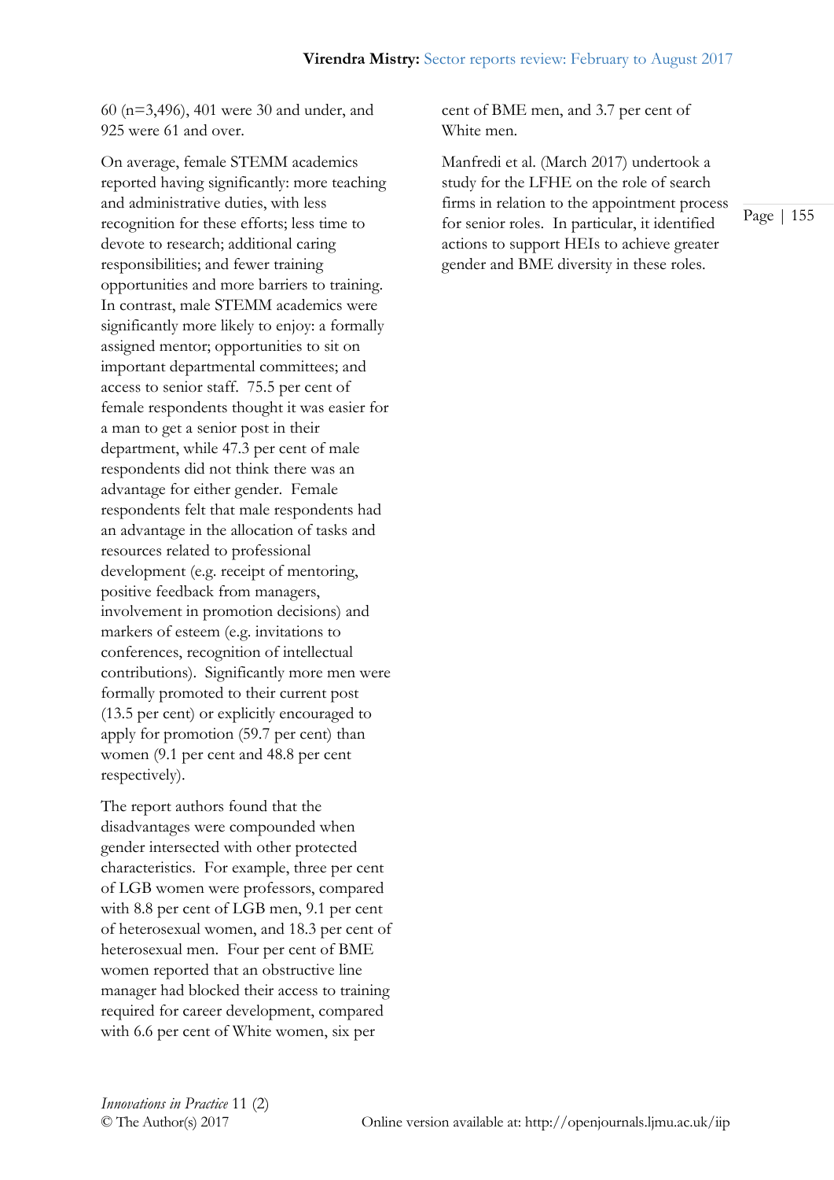60 (n=3,496), 401 were 30 and under, and 925 were 61 and over.

On average, female STEMM academics reported having significantly: more teaching and administrative duties, with less recognition for these efforts; less time to devote to research; additional caring responsibilities; and fewer training opportunities and more barriers to training. In contrast, male STEMM academics were significantly more likely to enjoy: a formally assigned mentor; opportunities to sit on important departmental committees; and access to senior staff. 75.5 per cent of female respondents thought it was easier for a man to get a senior post in their department, while 47.3 per cent of male respondents did not think there was an advantage for either gender. Female respondents felt that male respondents had an advantage in the allocation of tasks and resources related to professional development (e.g. receipt of mentoring, positive feedback from managers, involvement in promotion decisions) and markers of esteem (e.g. invitations to conferences, recognition of intellectual contributions). Significantly more men were formally promoted to their current post (13.5 per cent) or explicitly encouraged to apply for promotion (59.7 per cent) than women (9.1 per cent and 48.8 per cent respectively).

The report authors found that the disadvantages were compounded when gender intersected with other protected characteristics. For example, three per cent of LGB women were professors, compared with 8.8 per cent of LGB men, 9.1 per cent of heterosexual women, and 18.3 per cent of heterosexual men. Four per cent of BME women reported that an obstructive line manager had blocked their access to training required for career development, compared with 6.6 per cent of White women, six per cent of BME men, and 3.7 per cent of White men.

Manfredi et al. (March 2017) undertook a study for the LFHE on the role of search firms in relation to the appointment process for senior roles. In particular, it identified actions to support HEIs to achieve greater gender and BME diversity in these roles.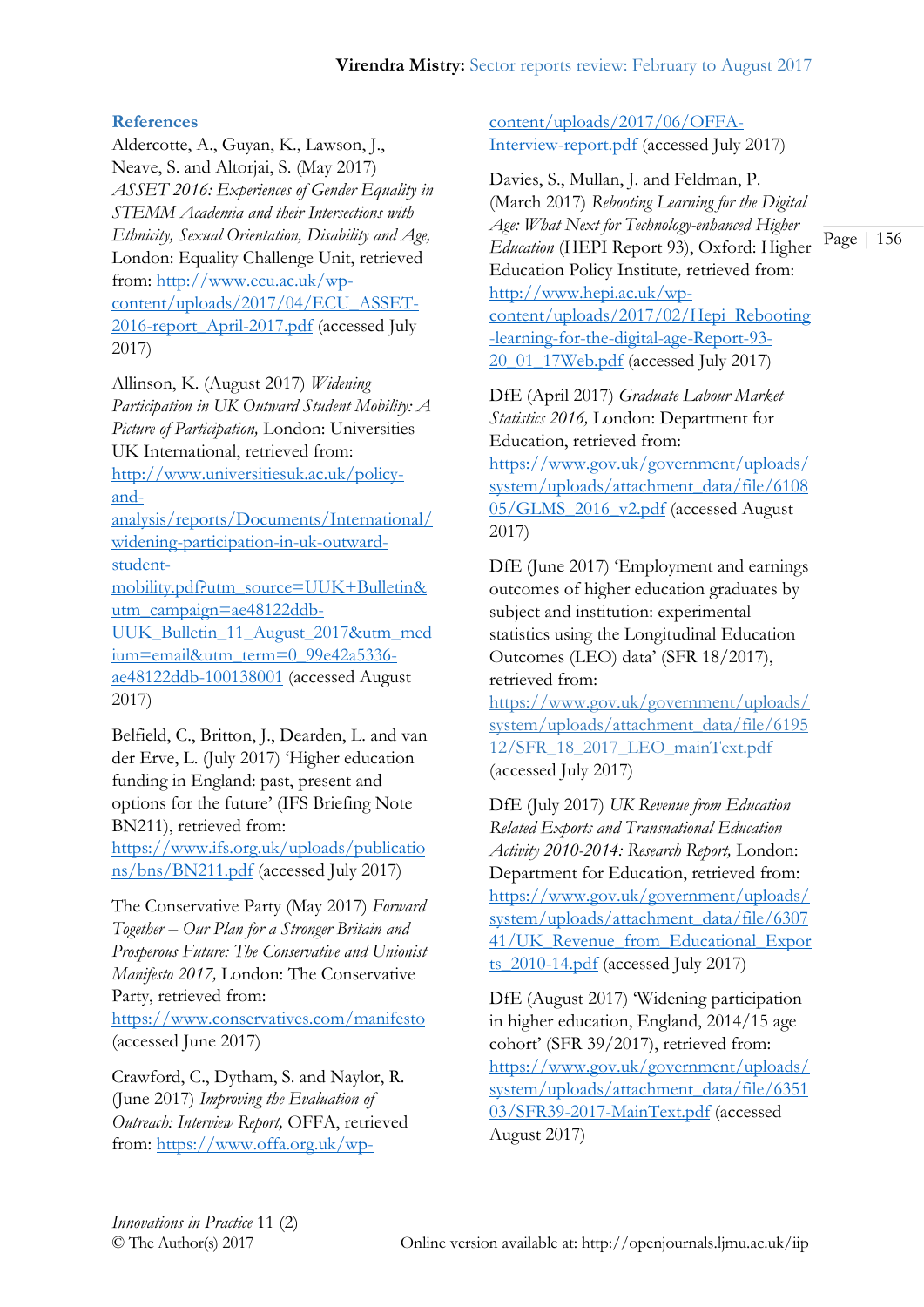### References

Aldercotte, A., Guyan, K., Lawson, J., Neave, S. and Altorjai, S. (May 2017) *ASSET 2016: Experiences of Gender Equality in STEMM Academia and their Intersections with Ethnicity, Sexual Orientation, Disability and Age,* London: Equality Challenge Unit, retrieved from: http://www.ecu.ac.uk/wp-content/uploads/2017/04/ECU_ASSET-2016-report_April-2017.pdf (accessed July 2017)

Allinson, K. (August 2017) *Widening Participation in UK Outward Student Mobility: A Picture of Participation,* London: Universities UK International, retrieved from: http://www.universitiesuk.ac.uk/policy-and-analysis/reports/Documents/International/widening-participation-in-uk-outward-student-mobility.pdf?utm_source=UUK+Bulletin&utm_campaign=ae48122ddb-UUK_Bulletin_11_August_2017&utm_medium=email&utm_term=0_99e42a5336-ae48122ddb-100138001 (accessed August 2017)

Belfield, C., Britton, J., Dearden, L. and van der Erve, L. (July 2017) 'Higher education funding in England: past, present and options for the future' (IFS Briefing Note BN211), retrieved from: https://www.ifs.org.uk/uploads/publications/bns/BN211.pdf (accessed July 2017)

The Conservative Party (May 2017) *Forward Together – Our Plan for a Stronger Britain and Prosperous Future: The Conservative and Unionist Manifesto 2017,* London: The Conservative Party, retrieved from: https://www.conservatives.com/manifesto (accessed June 2017)

Crawford, C., Dytham, S. and Naylor, R. (June 2017) *Improving the Evaluation of Outreach: Interview Report,* OFFA, retrieved from: https://www.offa.org.uk/wp-content/uploads/2017/06/OFFA-Interview-report.pdf (accessed July 2017)

Davies, S., Mullan, J. and Feldman, P. (March 2017) *Rebooting Learning for the Digital Age: What Next for Technology-enhanced Higher Education* (HEPI Report 93), Oxford: Higher Education Policy Institute, retrieved from: http://www.hepi.ac.uk/wp-content/uploads/2017/02/Hepi_Rebooting-learning-for-the-digital-age-Report-93-20_01_17Web.pdf (accessed July 2017)

DfE (April 2017) *Graduate Labour Market Statistics 2016,* London: Department for Education, retrieved from: https://www.gov.uk/government/uploads/system/uploads/attachment_data/file/610805/GLMS_2016_v2.pdf (accessed August 2017)

DfE (June 2017) 'Employment and earnings outcomes of higher education graduates by subject and institution: experimental statistics using the Longitudinal Education Outcomes (LEO) data' (SFR 18/2017), retrieved from: https://www.gov.uk/government/uploads/system/uploads/attachment_data/file/619512/SFR_18_2017_LEO_mainText.pdf (accessed July 2017)

DfE (July 2017) *UK Revenue from Education Related Exports and Transnational Education Activity 2010-2014: Research Report,* London: Department for Education, retrieved from: https://www.gov.uk/government/uploads/system/uploads/attachment_data/file/630741/UK_Revenue_from_Educational_Exports_2010-14.pdf (accessed July 2017)

DfE (August 2017) 'Widening participation in higher education, England, 2014/15 age cohort' (SFR 39/2017), retrieved from: https://www.gov.uk/government/uploads/system/uploads/attachment_data/file/635103/SFR39-2017-MainText.pdf (accessed August 2017)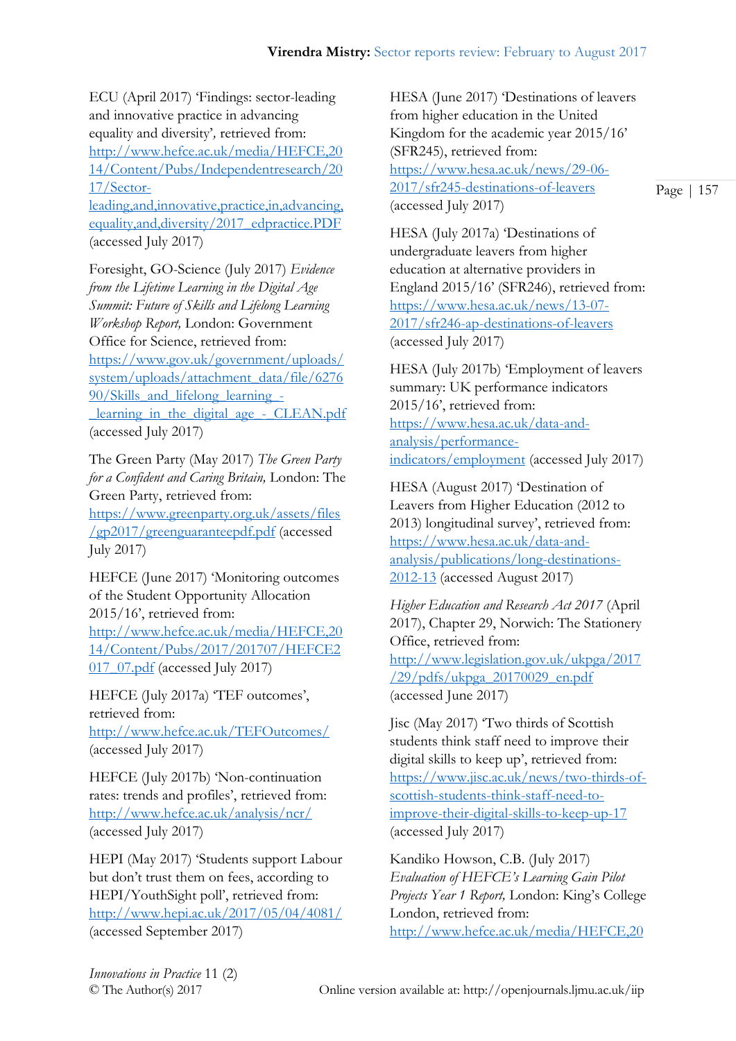ECU (April 2017) 'Findings: sector-leading and innovative practice in advancing equality and diversity'*,* retrieved from: http://www.hefce.ac.uk/media/HEFCE,2014/Content/Pubs/Independentresearch/2017/Sector-leading,and,innovative,practice,in,advancing,equality,and,diversity/2017_edpractice.PDF (accessed July 2017)

Foresight, GO-Science (July 2017) *Evidence from the Lifetime Learning in the Digital Age Summit: Future of Skills and Lifelong Learning Workshop Report,* London: Government Office for Science, retrieved from: https://www.gov.uk/government/uploads/system/uploads/attachment_data/file/627690/Skills_and_lifelong_learning_-_learning_in_the_digital_age_-_CLEAN.pdf (accessed July 2017)

The Green Party (May 2017) *The Green Party for a Confident and Caring Britain,* London: The Green Party, retrieved from: https://www.greenparty.org.uk/assets/files/gp2017/greenguaranteepdf.pdf (accessed July 2017)

HEFCE (June 2017) 'Monitoring outcomes of the Student Opportunity Allocation 2015/16', retrieved from: http://www.hefce.ac.uk/media/HEFCE,2014/Content/Pubs/2017/201707/HEFCE2017_07.pdf (accessed July 2017)

HEFCE (July 2017a) 'TEF outcomes', retrieved from: http://www.hefce.ac.uk/TEFOutcomes/ (accessed July 2017)

HEFCE (July 2017b) 'Non-continuation rates: trends and profiles', retrieved from: http://www.hefce.ac.uk/analysis/ncr/ (accessed July 2017)

HEPI (May 2017) 'Students support Labour but don't trust them on fees, according to HEPI/YouthSight poll', retrieved from: http://www.hepi.ac.uk/2017/05/04/4081/ (accessed September 2017)

HESA (June 2017) 'Destinations of leavers from higher education in the United Kingdom for the academic year 2015/16' (SFR245), retrieved from: https://www.hesa.ac.uk/news/29-06-2017/sfr245-destinations-of-leavers (accessed July 2017)

HESA (July 2017a) 'Destinations of undergraduate leavers from higher education at alternative providers in England 2015/16' (SFR246), retrieved from: https://www.hesa.ac.uk/news/13-07-2017/sfr246-ap-destinations-of-leavers (accessed July 2017)

HESA (July 2017b) 'Employment of leavers summary: UK performance indicators 2015/16', retrieved from: https://www.hesa.ac.uk/data-and-analysis/performance-indicators/employment (accessed July 2017)

HESA (August 2017) 'Destination of Leavers from Higher Education (2012 to 2013) longitudinal survey', retrieved from: https://www.hesa.ac.uk/data-and-analysis/publications/long-destinations-2012-13 (accessed August 2017)

*Higher Education and Research Act 2017* (April 2017), Chapter 29, Norwich: The Stationery Office, retrieved from: http://www.legislation.gov.uk/ukpga/2017/29/pdfs/ukpga_20170029_en.pdf (accessed June 2017)

Jisc (May 2017) 'Two thirds of Scottish students think staff need to improve their digital skills to keep up', retrieved from: https://www.jisc.ac.uk/news/two-thirds-of-scottish-students-think-staff-need-to-improve-their-digital-skills-to-keep-up-17 (accessed July 2017)

Kandiko Howson, C.B. (July 2017) *Evaluation of HEFCE's Learning Gain Pilot Projects Year 1 Report,* London: King's College London, retrieved from: http://www.hefce.ac.uk/media/HEFCE,20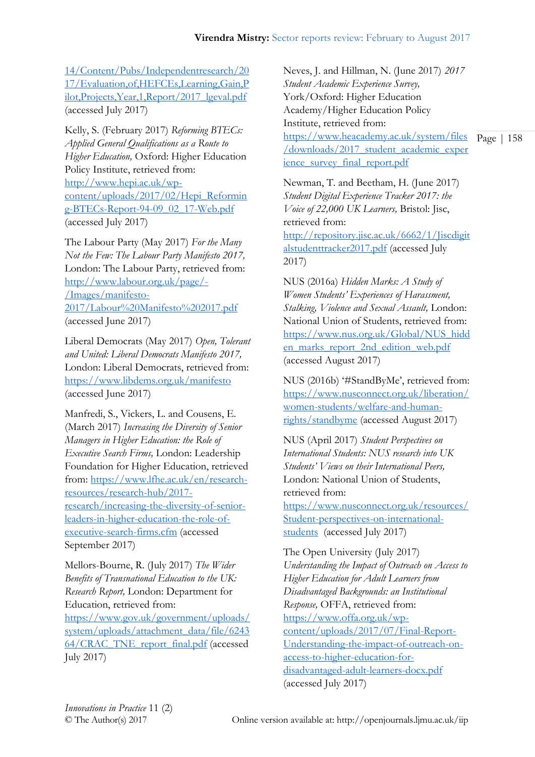14/Content/Pubs/Independentresearch/2017/Evaluation,of,HEFCEs,Learning,Gain,Pilot,Projects,Year,1,Report/2017_lgeval.pdf (accessed July 2017)

Kelly, S. (February 2017) *Reforming BTECs: Applied General Qualifications as a Route to Higher Education,* Oxford: Higher Education Policy Institute, retrieved from: http://www.hepi.ac.uk/wp-content/uploads/2017/02/Hepi_Reforming-BTECs-Report-94-09_02_17-Web.pdf (accessed July 2017)

The Labour Party (May 2017) *For the Many Not the Few: The Labour Party Manifesto 2017,* London: The Labour Party, retrieved from: http://www.labour.org.uk/page/-/Images/manifesto-2017/Labour%20Manifesto%202017.pdf (accessed June 2017)

Liberal Democrats (May 2017) *Open, Tolerant and United: Liberal Democrats Manifesto 2017,* London: Liberal Democrats, retrieved from: https://www.libdems.org.uk/manifesto (accessed June 2017)

Manfredi, S., Vickers, L. and Cousens, E. (March 2017) *Increasing the Diversity of Senior Managers in Higher Education: the Role of Executive Search Firms,* London: Leadership Foundation for Higher Education, retrieved from: https://www.lfhe.ac.uk/en/research-resources/research-hub/2017-research/increasing-the-diversity-of-senior-leaders-in-higher-education-the-role-of-executive-search-firms.cfm (accessed September 2017)

Mellors-Bourne, R. (July 2017) *The Wider Benefits of Transnational Education to the UK: Research Report,* London: Department for Education, retrieved from: https://www.gov.uk/government/uploads/system/uploads/attachment_data/file/624364/CRAC_TNE_report_final.pdf (accessed July 2017)

Neves, J. and Hillman, N. (June 2017) *2017 Student Academic Experience Survey,* York/Oxford: Higher Education Academy/Higher Education Policy Institute, retrieved from: https://www.heacademy.ac.uk/system/files/downloads/2017_student_academic_experience_survey_final_report.pdf

Newman, T. and Beetham, H. (June 2017) *Student Digital Experience Tracker 2017: the Voice of 22,000 UK Learners,* Bristol: Jisc, retrieved from: http://repository.jisc.ac.uk/6662/1/Jiscdigitalstudenttracker2017.pdf (accessed July 2017)

NUS (2016a) *Hidden Marks: A Study of Women Students' Experiences of Harassment, Stalking, Violence and Sexual Assault,* London: National Union of Students, retrieved from: https://www.nus.org.uk/Global/NUS_hidden_marks_report_2nd_edition_web.pdf (accessed August 2017)

NUS (2016b) '#StandByMe', retrieved from: https://www.nusconnect.org.uk/liberation/women-students/welfare-and-human-rights/standbyme (accessed August 2017)

NUS (April 2017) *Student Perspectives on International Students: NUS research into UK Students' Views on their International Peers,* London: National Union of Students, retrieved from: https://www.nusconnect.org.uk/resources/Student-perspectives-on-international-students (accessed July 2017)

The Open University (July 2017) *Understanding the Impact of Outreach on Access to Higher Education for Adult Learners from Disadvantaged Backgrounds: an Institutional Response,* OFFA, retrieved from: https://www.offa.org.uk/wp-content/uploads/2017/07/Final-Report-Understanding-the-impact-of-outreach-on-access-to-higher-education-for-disadvantaged-adult-learners-docx.pdf (accessed July 2017)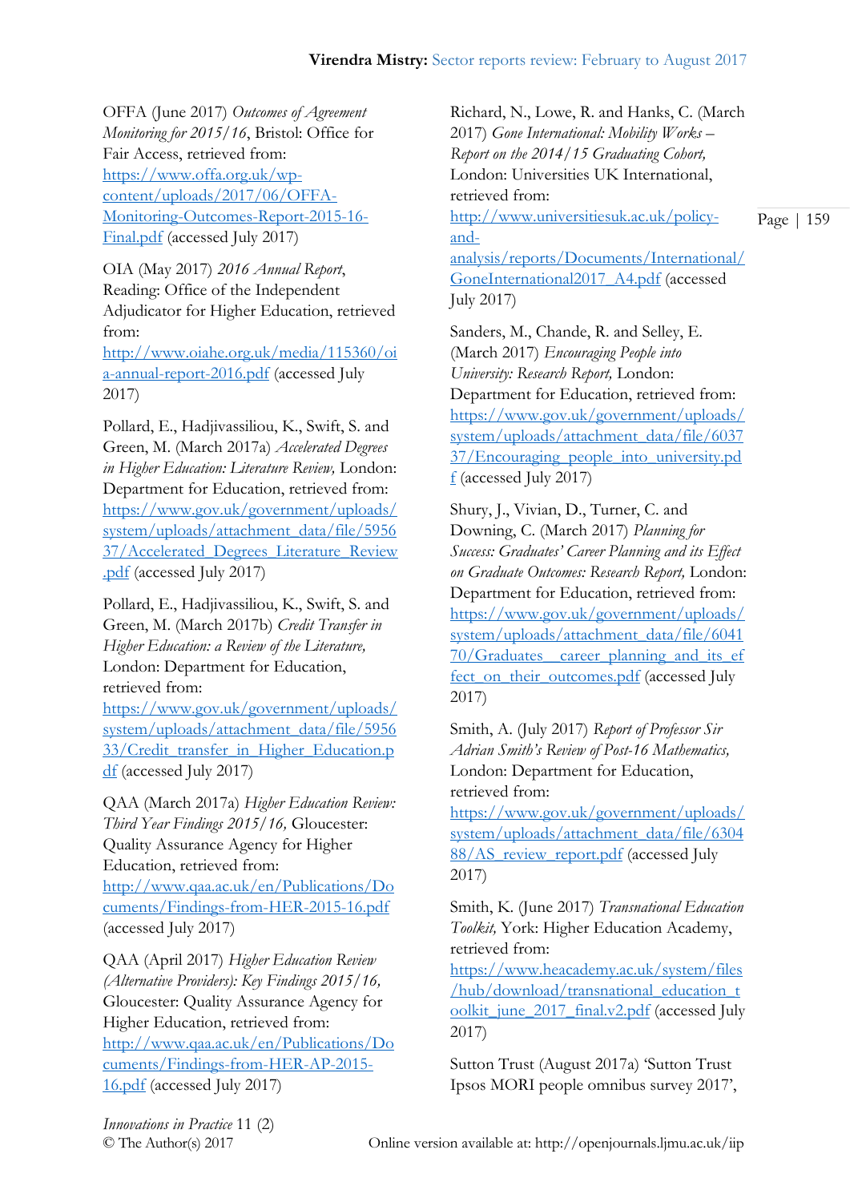OFFA (June 2017) *Outcomes of Agreement Monitoring for 2015/16*, Bristol: Office for Fair Access, retrieved from: https://www.offa.org.uk/wp-content/uploads/2017/06/OFFA-Monitoring-Outcomes-Report-2015-16-Final.pdf (accessed July 2017)

OIA (May 2017) *2016 Annual Report*, Reading: Office of the Independent Adjudicator for Higher Education, retrieved from: http://www.oiahe.org.uk/media/115360/oia-annual-report-2016.pdf (accessed July 2017)

Pollard, E., Hadjivassiliou, K., Swift, S. and Green, M. (March 2017a) *Accelerated Degrees in Higher Education: Literature Review,* London: Department for Education, retrieved from: https://www.gov.uk/government/uploads/system/uploads/attachment_data/file/595637/Accelerated_Degrees_Literature_Review.pdf (accessed July 2017)

Pollard, E., Hadjivassiliou, K., Swift, S. and Green, M. (March 2017b) *Credit Transfer in Higher Education: a Review of the Literature,* London: Department for Education, retrieved from: https://www.gov.uk/government/uploads/system/uploads/attachment_data/file/595633/Credit_transfer_in_Higher_Education.pdf (accessed July 2017)

QAA (March 2017a) *Higher Education Review: Third Year Findings 2015/16,* Gloucester: Quality Assurance Agency for Higher Education, retrieved from: http://www.qaa.ac.uk/en/Publications/Documents/Findings-from-HER-2015-16.pdf (accessed July 2017)

QAA (April 2017) *Higher Education Review (Alternative Providers): Key Findings 2015/16,* Gloucester: Quality Assurance Agency for Higher Education, retrieved from: http://www.qaa.ac.uk/en/Publications/Documents/Findings-from-HER-AP-2015-16.pdf (accessed July 2017)

Richard, N., Lowe, R. and Hanks, C. (March 2017) *Gone International: Mobility Works – Report on the 2014/15 Graduating Cohort,* London: Universities UK International, retrieved from: http://www.universitiesuk.ac.uk/policy-and-analysis/reports/Documents/International/GoneInternational2017_A4.pdf (accessed July 2017)

Sanders, M., Chande, R. and Selley, E. (March 2017) *Encouraging People into University: Research Report,* London: Department for Education, retrieved from: https://www.gov.uk/government/uploads/system/uploads/attachment_data/file/603737/Encouraging_people_into_university.pdf (accessed July 2017)

Shury, J., Vivian, D., Turner, C. and Downing, C. (March 2017) *Planning for Success: Graduates' Career Planning and its Effect on Graduate Outcomes: Research Report,* London: Department for Education, retrieved from: https://www.gov.uk/government/uploads/system/uploads/attachment_data/file/604170/Graduates__career_planning_and_its_effect_on_their_outcomes.pdf (accessed July 2017)

Smith, A. (July 2017) *Report of Professor Sir Adrian Smith's Review of Post-16 Mathematics,* London: Department for Education, retrieved from: https://www.gov.uk/government/uploads/system/uploads/attachment_data/file/630488/AS_review_report.pdf (accessed July 2017)

Smith, K. (June 2017) *Transnational Education Toolkit,* York: Higher Education Academy, retrieved from: https://www.heacademy.ac.uk/system/files/hub/download/transnational_education_toolkit_june_2017_final.v2.pdf (accessed July 2017)

Sutton Trust (August 2017a) 'Sutton Trust Ipsos MORI people omnibus survey 2017',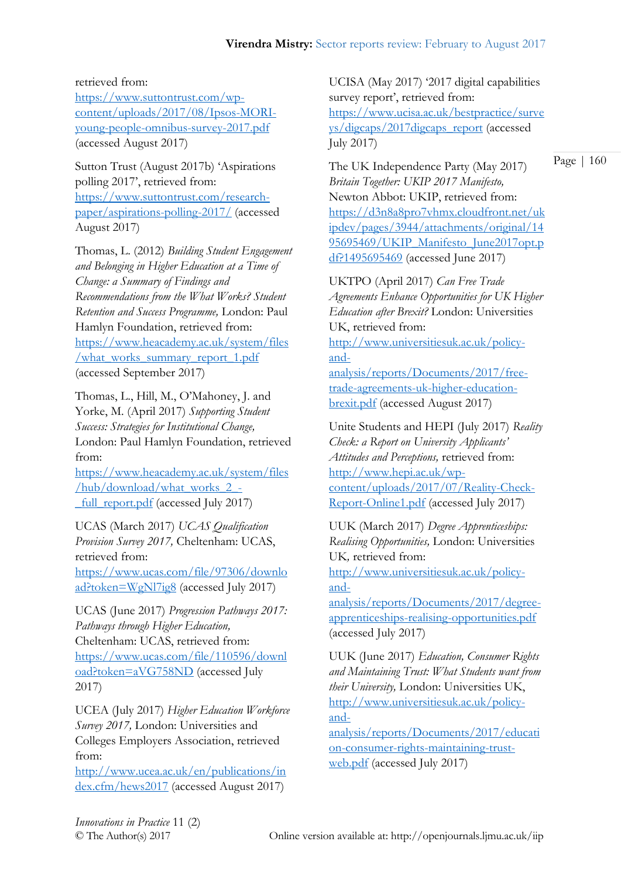retrieved from: https://www.suttontrust.com/wp-content/uploads/2017/08/Ipsos-MORI-young-people-omnibus-survey-2017.pdf (accessed August 2017)

Sutton Trust (August 2017b) 'Aspirations polling 2017', retrieved from: https://www.suttontrust.com/research-paper/aspirations-polling-2017/ (accessed August 2017)

Thomas, L. (2012) *Building Student Engagement and Belonging in Higher Education at a Time of Change: a Summary of Findings and Recommendations from the What Works? Student Retention and Success Programme,* London: Paul Hamlyn Foundation, retrieved from: https://www.heacademy.ac.uk/system/files/what_works_summary_report_1.pdf (accessed September 2017)

Thomas, L., Hill, M., O'Mahoney, J. and Yorke, M. (April 2017) *Supporting Student Success: Strategies for Institutional Change,* London: Paul Hamlyn Foundation, retrieved from: https://www.heacademy.ac.uk/system/files/hub/download/what_works_2_-_full_report.pdf (accessed July 2017)

UCAS (March 2017) *UCAS Qualification Provision Survey 2017,* Cheltenham: UCAS, retrieved from: https://www.ucas.com/file/97306/download?token=WgNl7ig8 (accessed July 2017)

UCAS (June 2017) *Progression Pathways 2017: Pathways through Higher Education,* Cheltenham: UCAS, retrieved from: https://www.ucas.com/file/110596/download?token=aVG758ND (accessed July 2017)

UCEA (July 2017) *Higher Education Workforce Survey 2017,* London: Universities and Colleges Employers Association, retrieved from: http://www.ucea.ac.uk/en/publications/index.cfm/hews2017 (accessed August 2017)

UCISA (May 2017) '2017 digital capabilities survey report', retrieved from: https://www.ucisa.ac.uk/bestpractice/surveys/digcaps/2017digcaps_report (accessed July 2017)

The UK Independence Party (May 2017) *Britain Together: UKIP 2017 Manifesto,* Newton Abbot: UKIP, retrieved from: https://d3n8a8pro7vhmx.cloudfront.net/ukipdev/pages/3944/attachments/original/1495695469/UKIP_Manifesto_June2017opt.pdf?1495695469 (accessed June 2017)

UKTPO (April 2017) *Can Free Trade Agreements Enhance Opportunities for UK Higher Education after Brexit?* London: Universities UK, retrieved from: http://www.universitiesuk.ac.uk/policy-and-analysis/reports/Documents/2017/free-trade-agreements-uk-higher-education-brexit.pdf (accessed August 2017)

Unite Students and HEPI (July 2017) *Reality Check: a Report on University Applicants' Attitudes and Perceptions,* retrieved from: http://www.hepi.ac.uk/wp-content/uploads/2017/07/Reality-Check-Report-Online1.pdf (accessed July 2017)

UUK (March 2017) *Degree Apprenticeships: Realising Opportunities,* London: Universities UK, retrieved from: http://www.universitiesuk.ac.uk/policy-and-analysis/reports/Documents/2017/degree-apprenticeships-realising-opportunities.pdf (accessed July 2017)

UUK (June 2017) *Education, Consumer Rights and Maintaining Trust: What Students want from their University,* London: Universities UK, http://www.universitiesuk.ac.uk/policy-and-analysis/reports/Documents/2017/education-consumer-rights-maintaining-trust-web.pdf (accessed July 2017)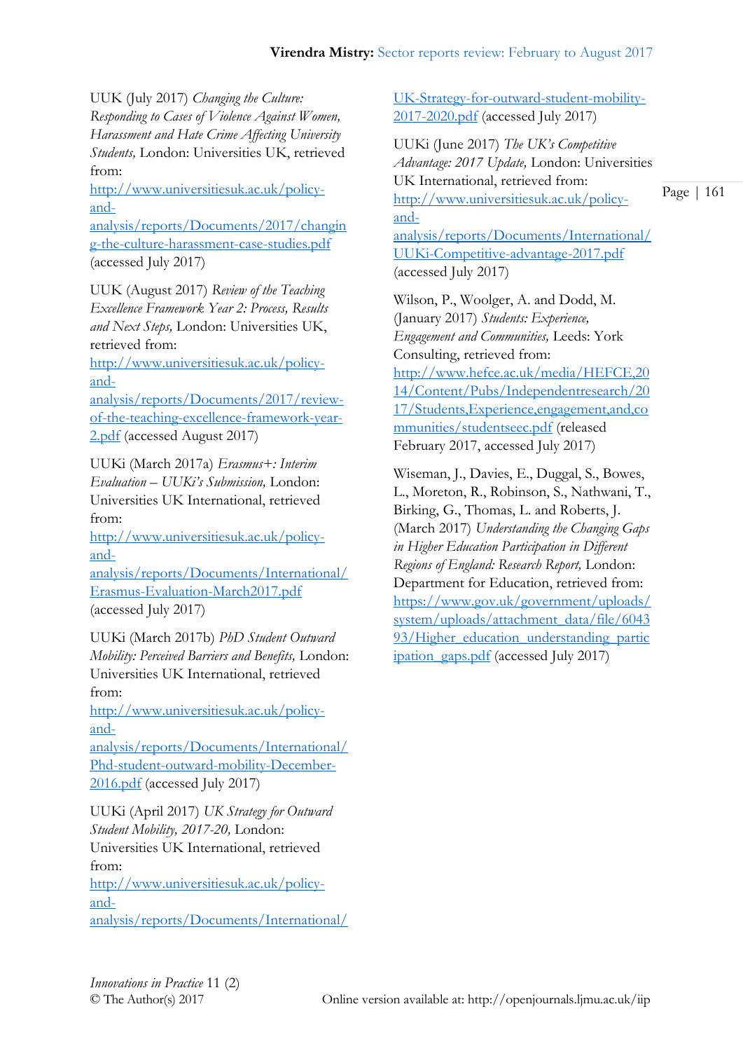UUK (July 2017) *Changing the Culture: Responding to Cases of Violence Against Women, Harassment and Hate Crime Affecting University Students,* London: Universities UK, retrieved from: http://www.universitiesuk.ac.uk/policy-and-analysis/reports/Documents/2017/changing-the-culture-harassment-case-studies.pdf (accessed July 2017)

UUK (August 2017) *Review of the Teaching Excellence Framework Year 2: Process, Results and Next Steps,* London: Universities UK, retrieved from: http://www.universitiesuk.ac.uk/policy-and-analysis/reports/Documents/2017/review-of-the-teaching-excellence-framework-year-2.pdf (accessed August 2017)

UUKi (March 2017a) *Erasmus+: Interim Evaluation – UUKi's Submission,* London: Universities UK International, retrieved from: http://www.universitiesuk.ac.uk/policy-and-analysis/reports/Documents/International/Erasmus-Evaluation-March2017.pdf (accessed July 2017)

UUKi (March 2017b) *PhD Student Outward Mobility: Perceived Barriers and Benefits,* London: Universities UK International, retrieved from: http://www.universitiesuk.ac.uk/policy-and-analysis/reports/Documents/International/Phd-student-outward-mobility-December-2016.pdf (accessed July 2017)

UUKi (April 2017) *UK Strategy for Outward Student Mobility, 2017-20,* London: Universities UK International, retrieved from: http://www.universitiesuk.ac.uk/policy-and-analysis/reports/Documents/International/UK-Strategy-for-outward-student-mobility-2017-2020.pdf (accessed July 2017)

UUKi (June 2017) *The UK's Competitive Advantage: 2017 Update,* London: Universities UK International, retrieved from: http://www.universitiesuk.ac.uk/policy-and-analysis/reports/Documents/International/UUKi-Competitive-advantage-2017.pdf (accessed July 2017)

Wilson, P., Woolger, A. and Dodd, M. (January 2017) *Students: Experience, Engagement and Communities,* Leeds: York Consulting, retrieved from: http://www.hefce.ac.uk/media/HEFCE,2014/Content/Pubs/Independentresearch/2017/Students,Experience,engagement,and,communities/studentseec.pdf (released February 2017, accessed July 2017)

Wiseman, J., Davies, E., Duggal, S., Bowes, L., Moreton, R., Robinson, S., Nathwani, T., Birking, G., Thomas, L. and Roberts, J. (March 2017) *Understanding the Changing Gaps in Higher Education Participation in Different Regions of England: Research Report,* London: Department for Education, retrieved from: https://www.gov.uk/government/uploads/system/uploads/attachment_data/file/604393/Higher_education_understanding_participation_gaps.pdf (accessed July 2017)